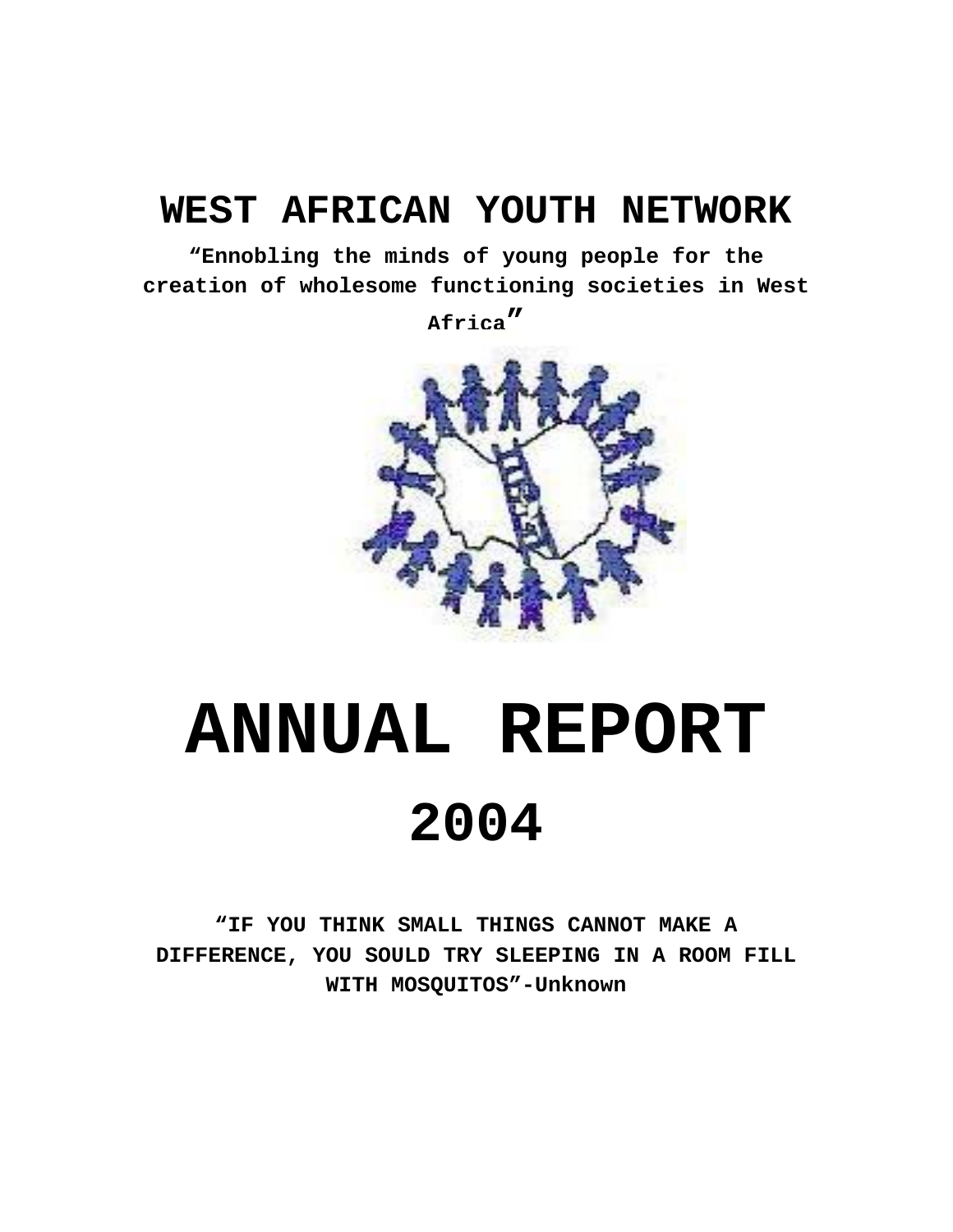# WEST AFRICAN YOUTH NETWORK

**"Ennobling the minds of young people for the creation of wholesome functioning societies in West Africa"**

# ANNUAL REPORT

# 2004

**"IF YOU THINK SMALL THINGS CANNOT MAKE A DIFFERENCE, YOU SOULD TRY SLEEPING IN A ROOM FILL WITH MOSQUITOS"-Unknown**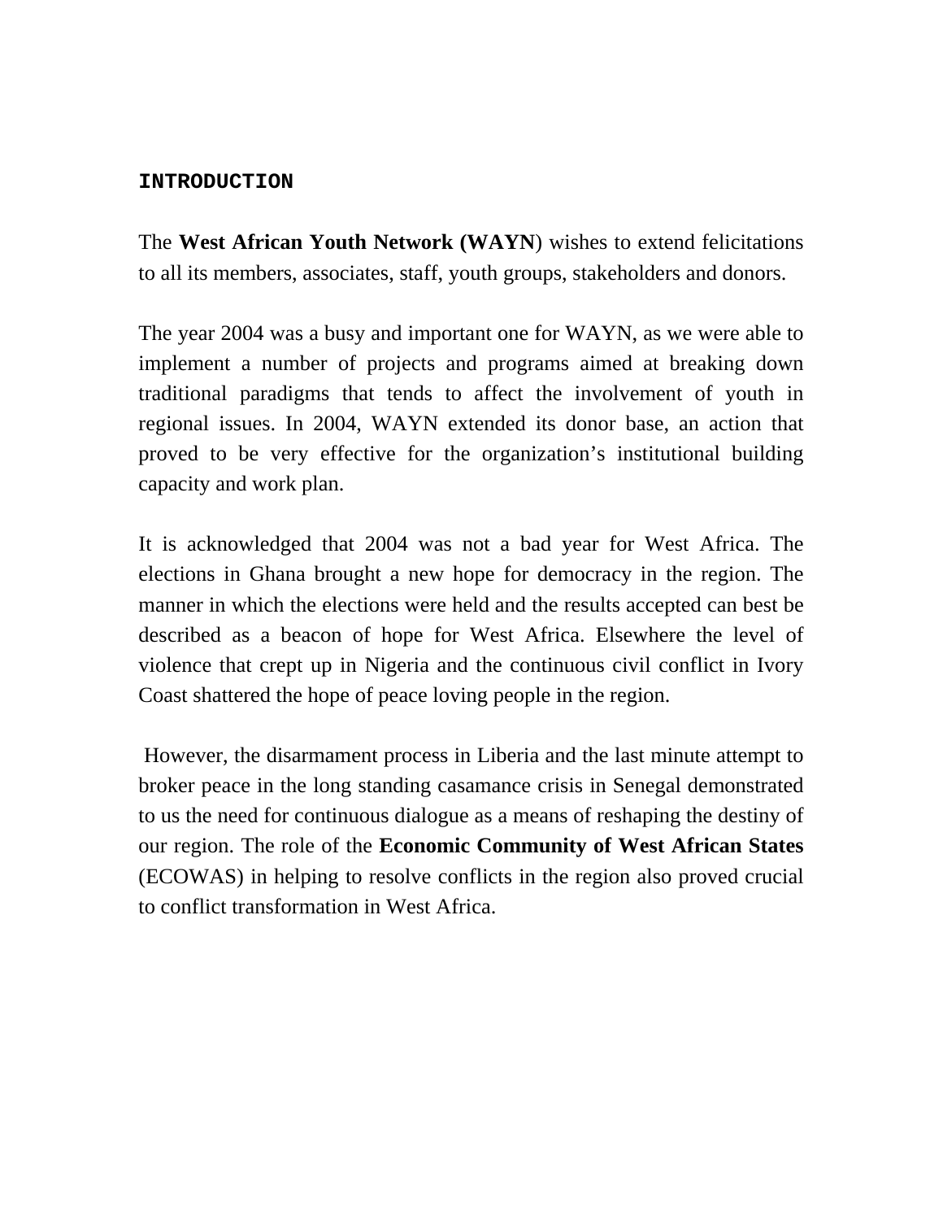## INTRODUCTION

The **West African Youth Network (WAYN**) wishes to extend felicitations to all its members, associates, staff, youth groups, stakeholders and donors.

The year 2004 was a busy and important one for WAYN, as we were able to implement a number of projects and programs aimed at breaking down traditional paradigms that tends to affect the involvement of youth in regional issues. In 2004, WAYN extended its donor base, an action that proved to be very effective for the organization's institutional building capacity and work plan.

It is acknowledged that 2004 was not a bad year for West Africa. The elections in Ghana brought a new hope for democracy in the region. The manner in which the elections were held and the results accepted can best be described as a beacon of hope for West Africa. Elsewhere the level of violence that crept up in Nigeria and the continuous civil conflict in Ivory Coast shattered the hope of peace loving people in the region.

However, the disarmament process in Liberia and the last minute attempt to broker peace in the long standing casamance crisis in Senegal demonstrated to us the need for continuous dialogue as a means of reshaping the destiny of our region. The role of the **Economic Community of West African States** (ECOWAS) in helping to resolve conflicts in the region also proved crucial to conflict transformation in West Africa.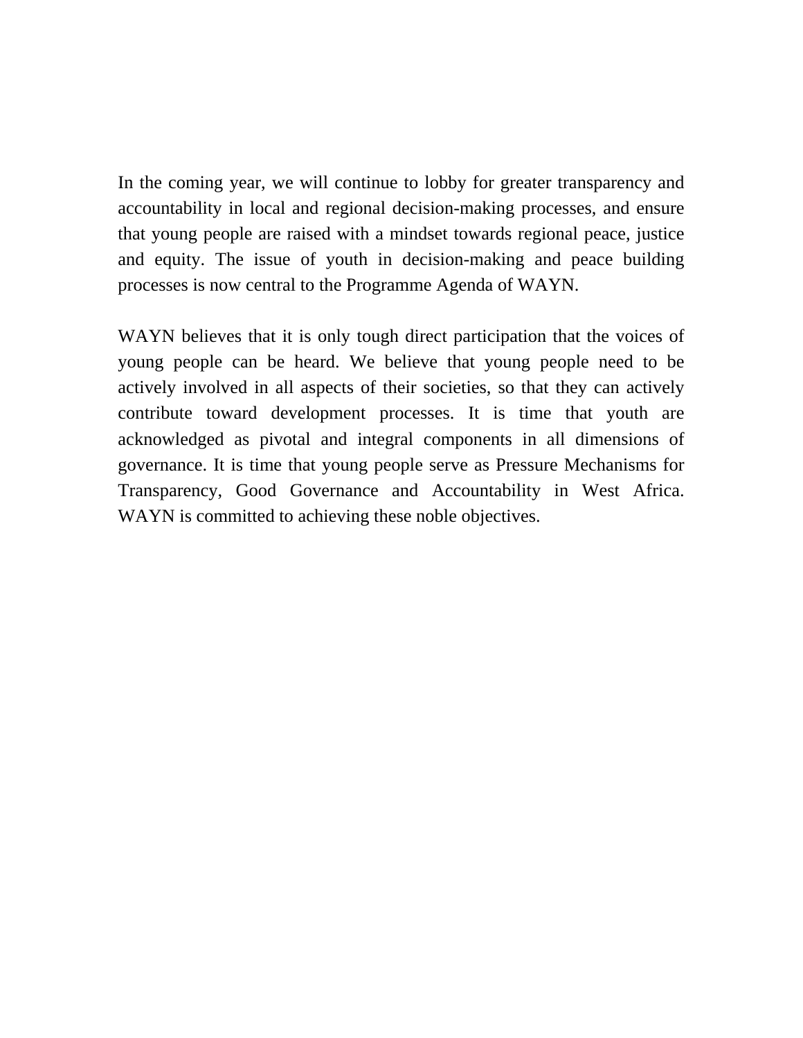In the coming year, we will continue to lobby for greater transparency and accountability in local and regional decision-making processes, and ensure that young people are raised with a mindset towards regional peace, justice and equity. The issue of youth in decision-making and peace building processes is now central to the Programme Agenda of WAYN.

WAYN believes that it is only tough direct participation that the voices of young people can be heard. We believe that young people need to be actively involved in all aspects of their societies, so that they can actively contribute toward development processes. It is time that youth are acknowledged as pivotal and integral components in all dimensions of governance. It is time that young people serve as Pressure Mechanisms for Transparency, Good Governance and Accountability in West Africa. WAYN is committed to achieving these noble objectives.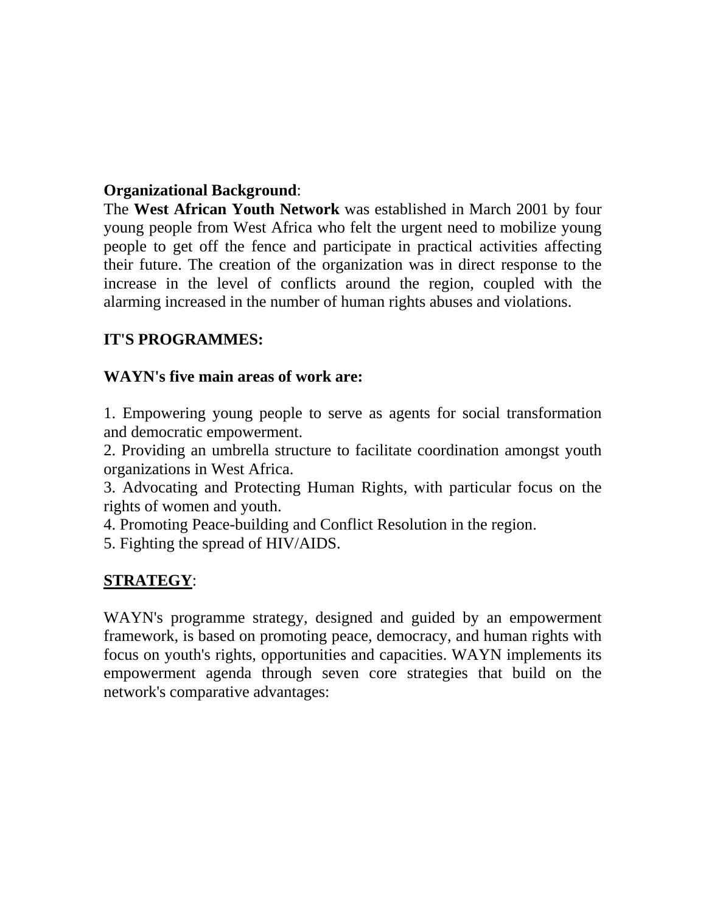**Organizational Background**:

The **West African Youth Network** was established in March 2001 by four young people from West Africa who felt the urgent need to mobilize young people to get off the fence and participate in practical activities affecting their future. The creation of the organization was in direct response to the increase in the level of conflicts around the region, coupled with the alarming increased in the number of human rights abuses and violations.

**IT'S PROGRAMMES:**

**WAYN's five main areas of work are:**

1. Empowering young people to serve as agents for social transformation and democratic empowerment.
2. Providing an umbrella structure to facilitate coordination amongst youth organizations in West Africa.
3. Advocating and Protecting Human Rights, with particular focus on the rights of women and youth.
4. Promoting Peace-building and Conflict Resolution in the region.
5. Fighting the spread of HIV/AIDS.

**STRATEGY**:

WAYN's programme strategy, designed and guided by an empowerment framework, is based on promoting peace, democracy, and human rights with focus on youth's rights, opportunities and capacities. WAYN implements its empowerment agenda through seven core strategies that build on the network's comparative advantages: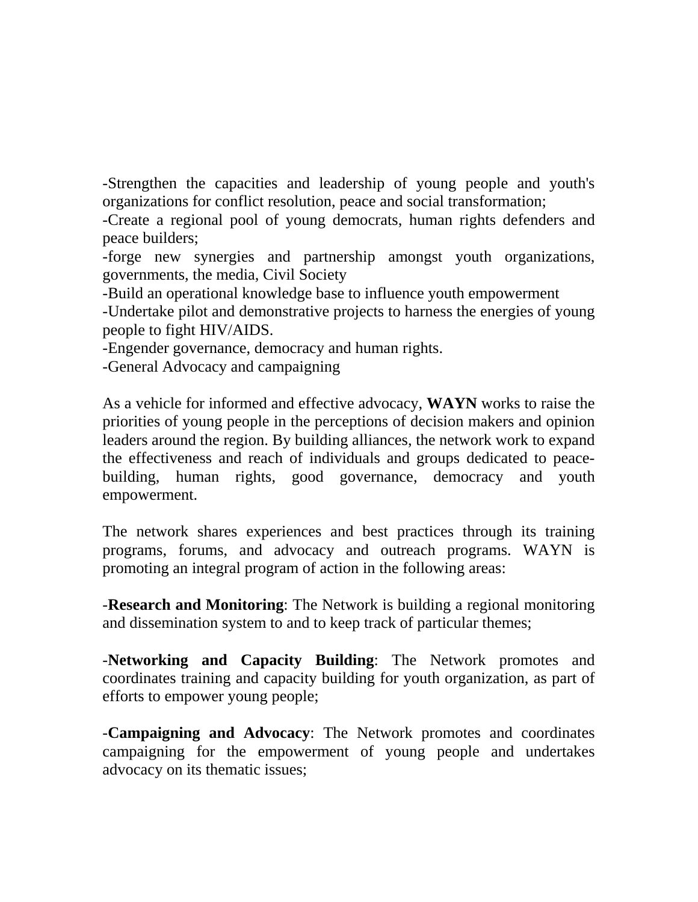-Strengthen the capacities and leadership of young people and youth's organizations for conflict resolution, peace and social transformation;

-Create a regional pool of young democrats, human rights defenders and peace builders;

-forge new synergies and partnership amongst youth organizations, governments, the media, Civil Society

-Build an operational knowledge base to influence youth empowerment

-Undertake pilot and demonstrative projects to harness the energies of young people to fight HIV/AIDS.

-Engender governance, democracy and human rights.

-General Advocacy and campaigning

As a vehicle for informed and effective advocacy, **WAYN** works to raise the priorities of young people in the perceptions of decision makers and opinion leaders around the region. By building alliances, the network work to expand the effectiveness and reach of individuals and groups dedicated to peace-building, human rights, good governance, democracy and youth empowerment.

The network shares experiences and best practices through its training programs, forums, and advocacy and outreach programs. WAYN is promoting an integral program of action in the following areas:

-**Research and Monitoring**: The Network is building a regional monitoring and dissemination system to and to keep track of particular themes;

-**Networking and Capacity Building**: The Network promotes and coordinates training and capacity building for youth organization, as part of efforts to empower young people;

-**Campaigning and Advocacy**: The Network promotes and coordinates campaigning for the empowerment of young people and undertakes advocacy on its thematic issues;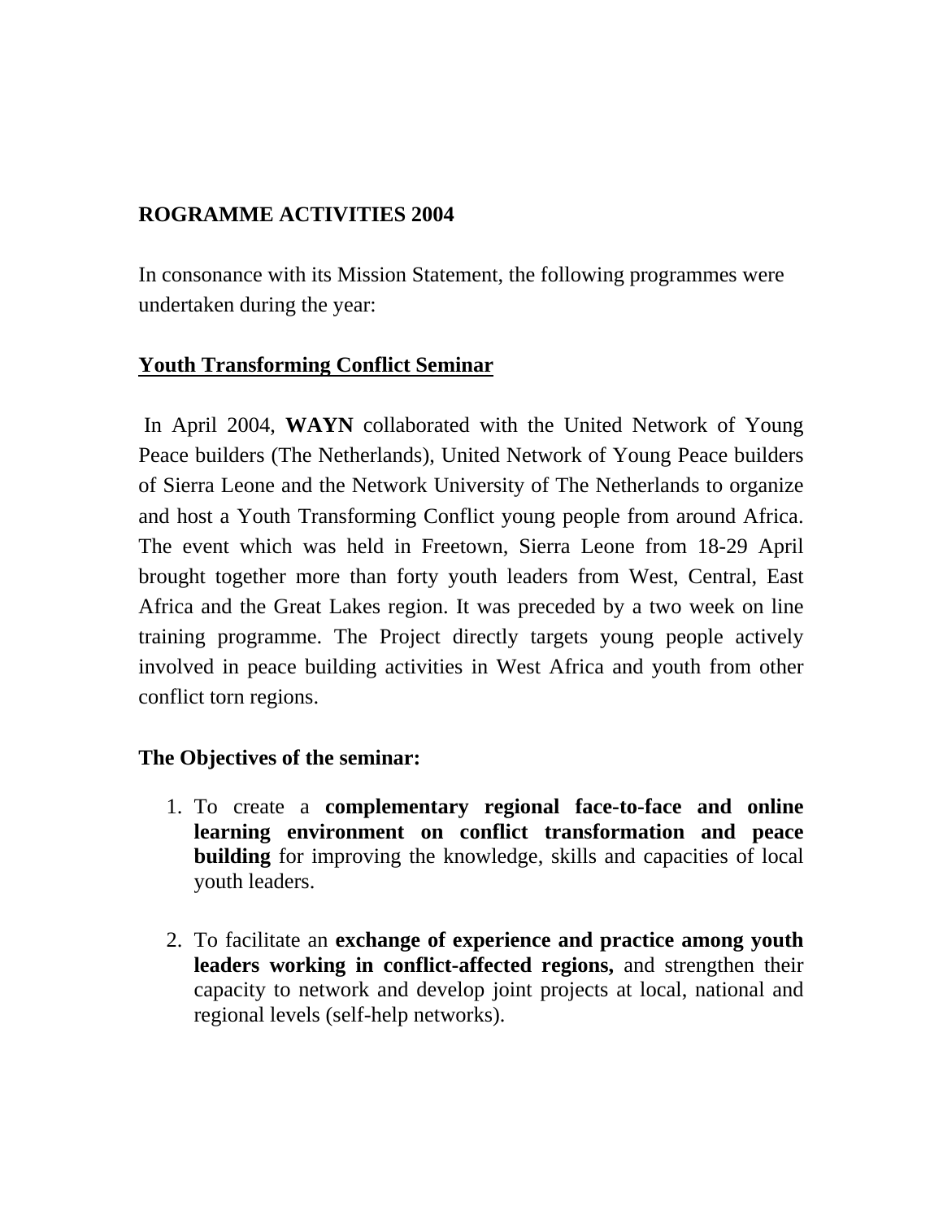**ROGRAMME ACTIVITIES 2004**

In consonance with its Mission Statement, the following programmes were undertaken during the year:

**Youth Transforming Conflict Seminar**

In April 2004, **WAYN** collaborated with the United Network of Young Peace builders (The Netherlands), United Network of Young Peace builders of Sierra Leone and the Network University of The Netherlands to organize and host a Youth Transforming Conflict young people from around Africa. The event which was held in Freetown, Sierra Leone from 18-29 April brought together more than forty youth leaders from West, Central, East Africa and the Great Lakes region. It was preceded by a two week on line training programme. The Project directly targets young people actively involved in peace building activities in West Africa and youth from other conflict torn regions.

**The Objectives of the seminar:**

1. To create a **complementary regional face-to-face and online learning environment on conflict transformation and peace building** for improving the knowledge, skills and capacities of local youth leaders.

2. To facilitate an **exchange of experience and practice among youth leaders working in conflict-affected regions,** and strengthen their capacity to network and develop joint projects at local, national and regional levels (self-help networks).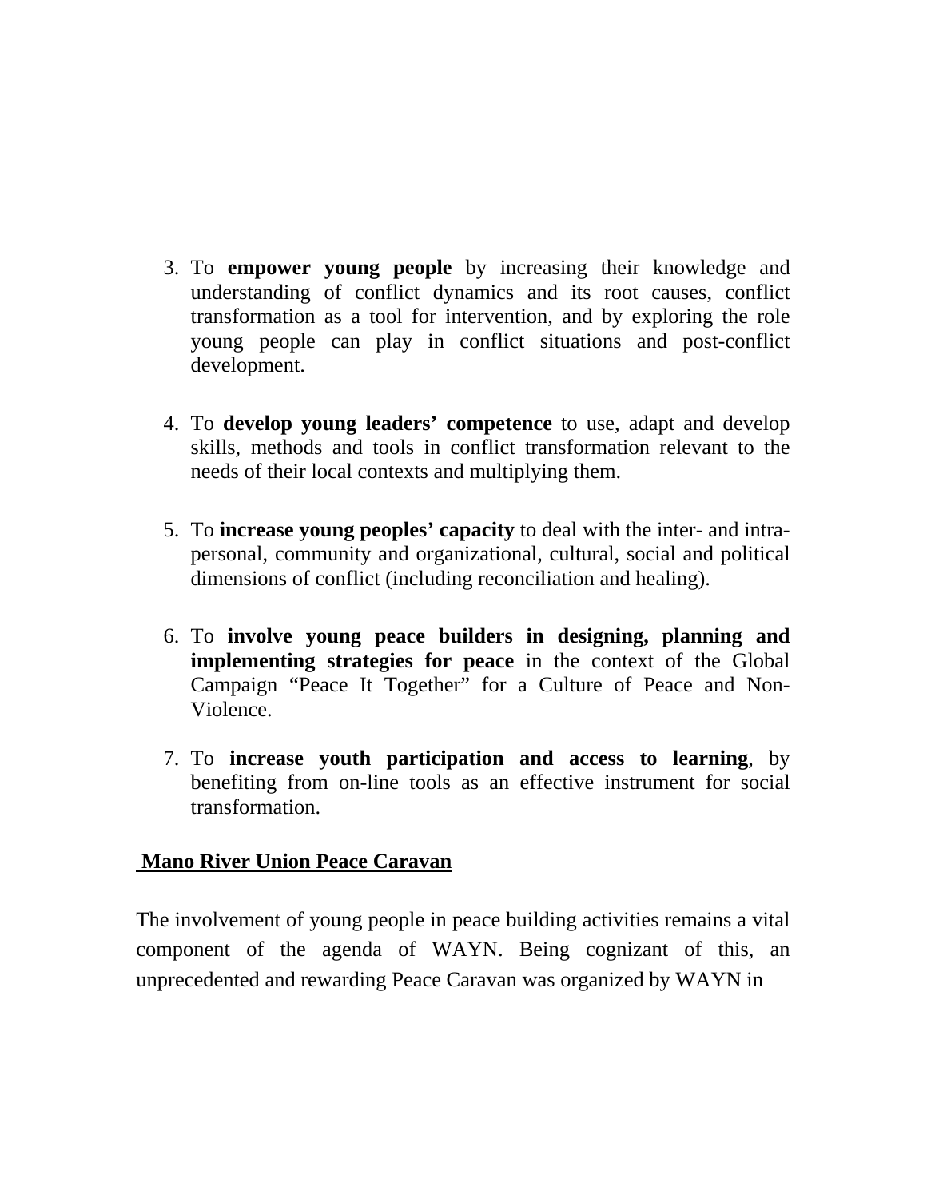3. To **empower young people** by increasing their knowledge and understanding of conflict dynamics and its root causes, conflict transformation as a tool for intervention, and by exploring the role young people can play in conflict situations and post-conflict development.

4. To **develop young leaders' competence** to use, adapt and develop skills, methods and tools in conflict transformation relevant to the needs of their local contexts and multiplying them.

5. To **increase young peoples' capacity** to deal with the inter- and intra-personal, community and organizational, cultural, social and political dimensions of conflict (including reconciliation and healing).

6. To **involve young peace builders in designing, planning and implementing strategies for peace** in the context of the Global Campaign "Peace It Together" for a Culture of Peace and Non-Violence.

7. To **increase youth participation and access to learning**, by benefiting from on-line tools as an effective instrument for social transformation.

**Mano River Union Peace Caravan**

The involvement of young people in peace building activities remains a vital component of the agenda of WAYN. Being cognizant of this, an unprecedented and rewarding Peace Caravan was organized by WAYN in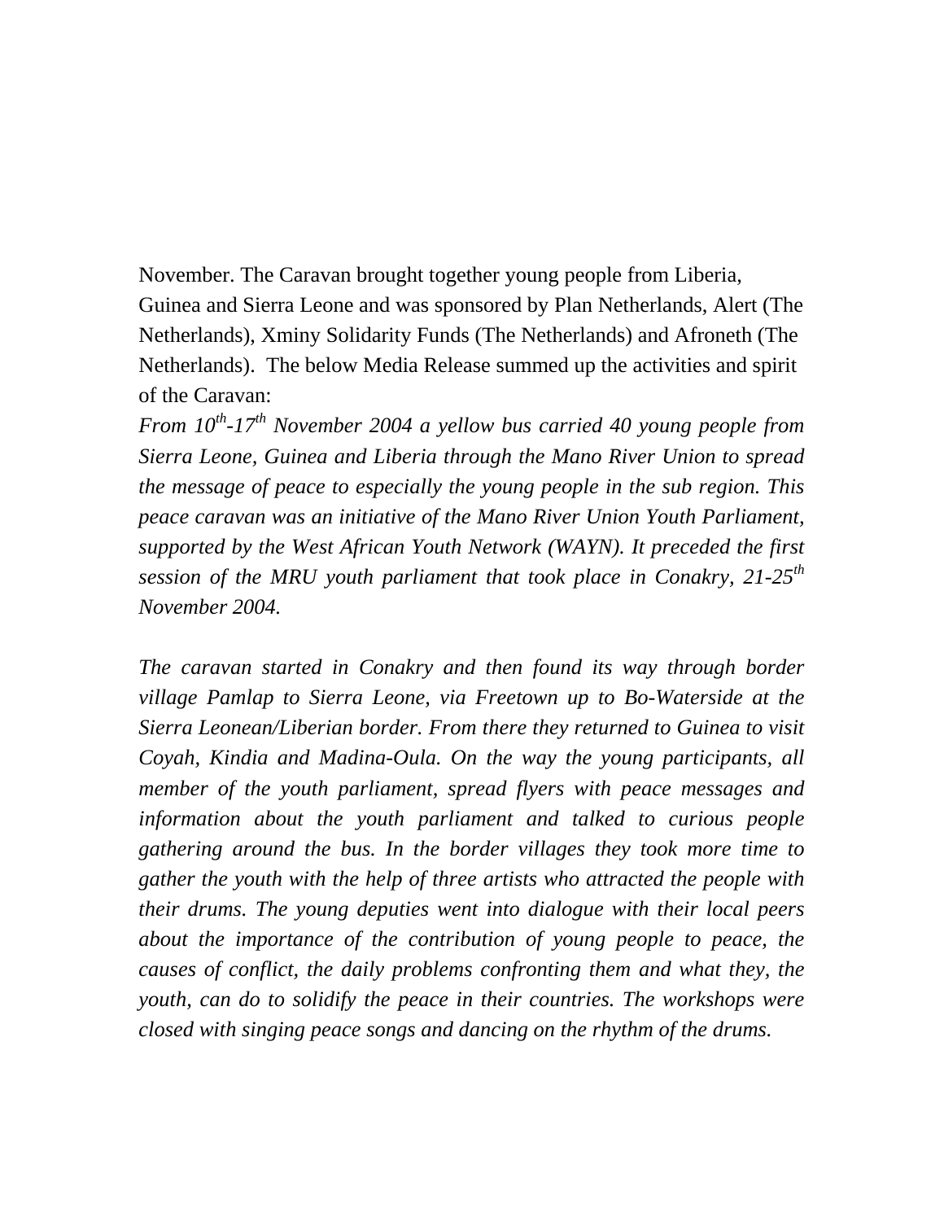November. The Caravan brought together young people from Liberia, Guinea and Sierra Leone and was sponsored by Plan Netherlands, Alert (The Netherlands), Xminy Solidarity Funds (The Netherlands) and Afroneth (The Netherlands). The below Media Release summed up the activities and spirit of the Caravan:

*From 10th-17th November 2004 a yellow bus carried 40 young people from Sierra Leone, Guinea and Liberia through the Mano River Union to spread the message of peace to especially the young people in the sub region. This peace caravan was an initiative of the Mano River Union Youth Parliament, supported by the West African Youth Network (WAYN). It preceded the first session of the MRU youth parliament that took place in Conakry, 21-25th November 2004.*

*The caravan started in Conakry and then found its way through border village Pamlap to Sierra Leone, via Freetown up to Bo-Waterside at the Sierra Leonean/Liberian border. From there they returned to Guinea to visit Coyah, Kindia and Madina-Oula. On the way the young participants, all member of the youth parliament, spread flyers with peace messages and information about the youth parliament and talked to curious people gathering around the bus. In the border villages they took more time to gather the youth with the help of three artists who attracted the people with their drums. The young deputies went into dialogue with their local peers about the importance of the contribution of young people to peace, the causes of conflict, the daily problems confronting them and what they, the youth, can do to solidify the peace in their countries. The workshops were closed with singing peace songs and dancing on the rhythm of the drums.*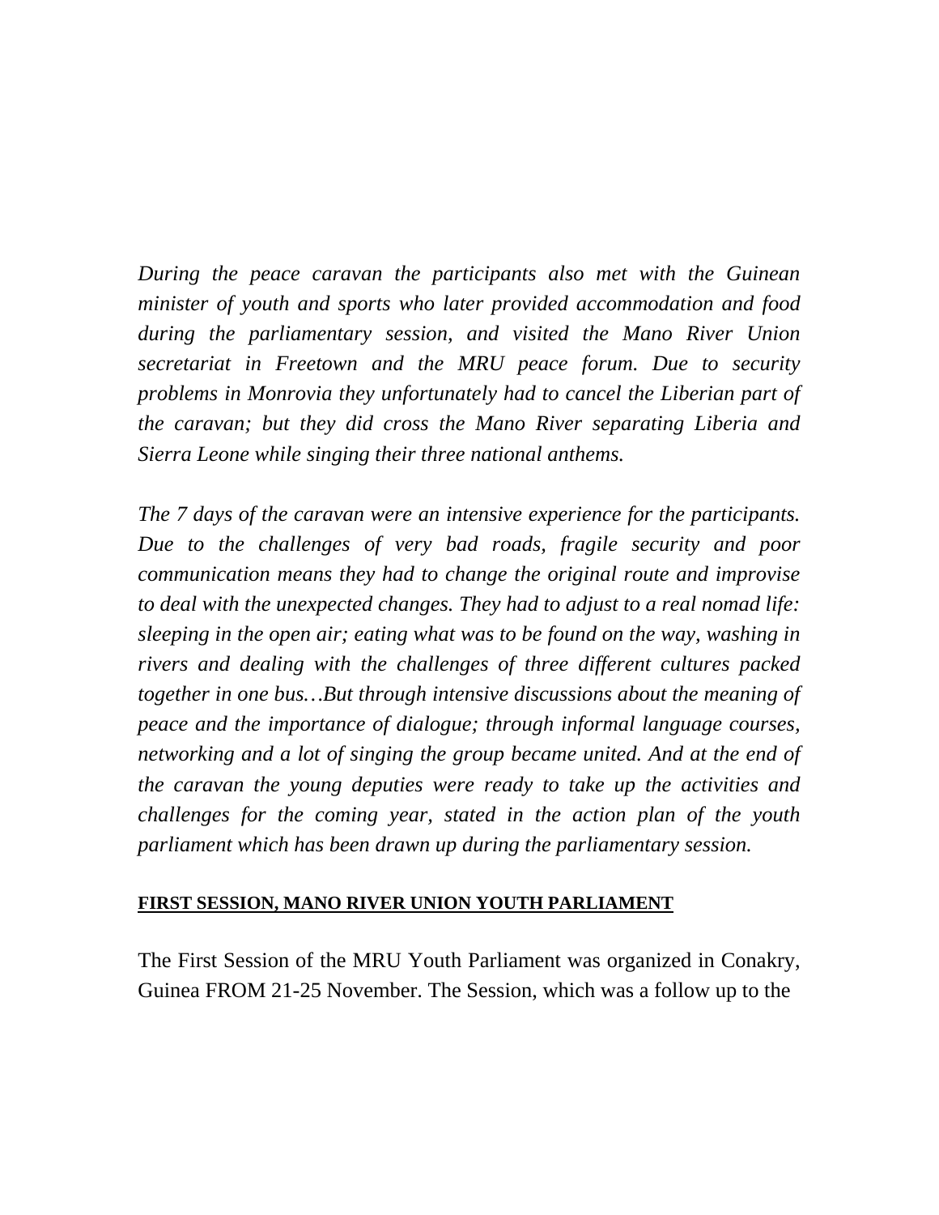*During the peace caravan the participants also met with the Guinean minister of youth and sports who later provided accommodation and food during the parliamentary session, and visited the Mano River Union secretariat in Freetown and the MRU peace forum. Due to security problems in Monrovia they unfortunately had to cancel the Liberian part of the caravan; but they did cross the Mano River separating Liberia and Sierra Leone while singing their three national anthems.*

*The 7 days of the caravan were an intensive experience for the participants. Due to the challenges of very bad roads, fragile security and poor communication means they had to change the original route and improvise to deal with the unexpected changes. They had to adjust to a real nomad life: sleeping in the open air; eating what was to be found on the way, washing in rivers and dealing with the challenges of three different cultures packed together in one bus…But through intensive discussions about the meaning of peace and the importance of dialogue; through informal language courses, networking and a lot of singing the group became united. And at the end of the caravan the young deputies were ready to take up the activities and challenges for the coming year, stated in the action plan of the youth parliament which has been drawn up during the parliamentary session.*

**FIRST SESSION, MANO RIVER UNION YOUTH PARLIAMENT**

The First Session of the MRU Youth Parliament was organized in Conakry, Guinea FROM 21-25 November. The Session, which was a follow up to the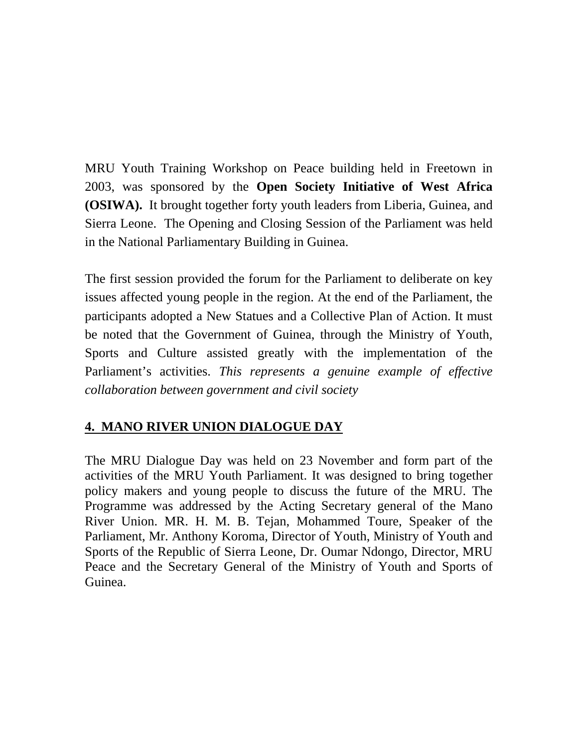MRU Youth Training Workshop on Peace building held in Freetown in 2003, was sponsored by the **Open Society Initiative of West Africa (OSIWA).** It brought together forty youth leaders from Liberia, Guinea, and Sierra Leone. The Opening and Closing Session of the Parliament was held in the National Parliamentary Building in Guinea.

The first session provided the forum for the Parliament to deliberate on key issues affected young people in the region. At the end of the Parliament, the participants adopted a New Statues and a Collective Plan of Action. It must be noted that the Government of Guinea, through the Ministry of Youth, Sports and Culture assisted greatly with the implementation of the Parliament's activities. *This represents a genuine example of effective collaboration between government and civil society*

## 4. MANO RIVER UNION DIALOGUE DAY

The MRU Dialogue Day was held on 23 November and form part of the activities of the MRU Youth Parliament. It was designed to bring together policy makers and young people to discuss the future of the MRU. The Programme was addressed by the Acting Secretary general of the Mano River Union. MR. H. M. B. Tejan, Mohammed Toure, Speaker of the Parliament, Mr. Anthony Koroma, Director of Youth, Ministry of Youth and Sports of the Republic of Sierra Leone, Dr. Oumar Ndongo, Director, MRU Peace and the Secretary General of the Ministry of Youth and Sports of Guinea.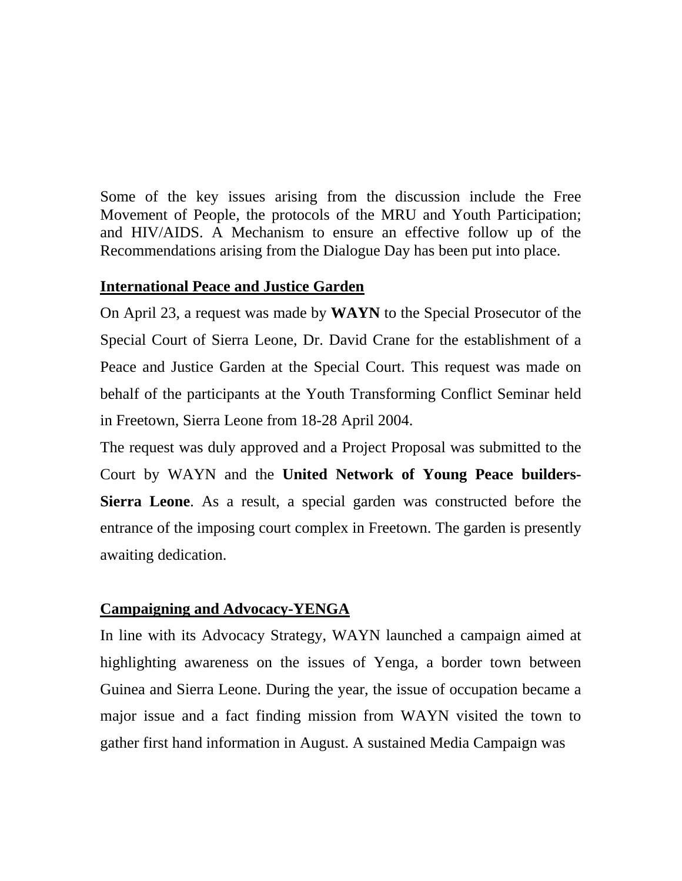Some of the key issues arising from the discussion include the Free Movement of People, the protocols of the MRU and Youth Participation; and HIV/AIDS. A Mechanism to ensure an effective follow up of the Recommendations arising from the Dialogue Day has been put into place.

## International Peace and Justice Garden

On April 23, a request was made by **WAYN** to the Special Prosecutor of the Special Court of Sierra Leone, Dr. David Crane for the establishment of a Peace and Justice Garden at the Special Court. This request was made on behalf of the participants at the Youth Transforming Conflict Seminar held in Freetown, Sierra Leone from 18-28 April 2004.

The request was duly approved and a Project Proposal was submitted to the Court by WAYN and the **United Network of Young Peace builders-Sierra Leone**. As a result, a special garden was constructed before the entrance of the imposing court complex in Freetown. The garden is presently awaiting dedication.

## Campaigning and Advocacy-YENGA

In line with its Advocacy Strategy, WAYN launched a campaign aimed at highlighting awareness on the issues of Yenga, a border town between Guinea and Sierra Leone. During the year, the issue of occupation became a major issue and a fact finding mission from WAYN visited the town to gather first hand information in August. A sustained Media Campaign was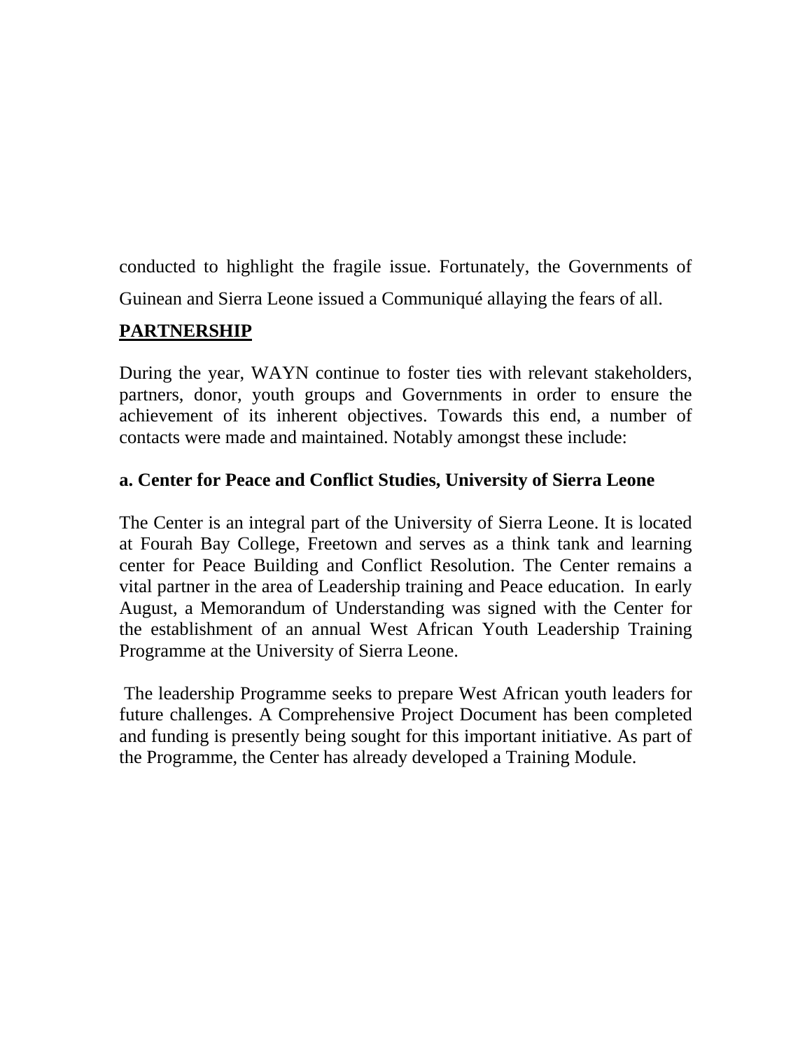conducted to highlight the fragile issue. Fortunately, the Governments of Guinean and Sierra Leone issued a Communiqué allaying the fears of all.

## PARTNERSHIP

During the year, WAYN continue to foster ties with relevant stakeholders, partners, donor, youth groups and Governments in order to ensure the achievement of its inherent objectives. Towards this end, a number of contacts were made and maintained. Notably amongst these include:

### a. Center for Peace and Conflict Studies, University of Sierra Leone

The Center is an integral part of the University of Sierra Leone. It is located at Fourah Bay College, Freetown and serves as a think tank and learning center for Peace Building and Conflict Resolution. The Center remains a vital partner in the area of Leadership training and Peace education. In early August, a Memorandum of Understanding was signed with the Center for the establishment of an annual West African Youth Leadership Training Programme at the University of Sierra Leone.

The leadership Programme seeks to prepare West African youth leaders for future challenges. A Comprehensive Project Document has been completed and funding is presently being sought for this important initiative. As part of the Programme, the Center has already developed a Training Module.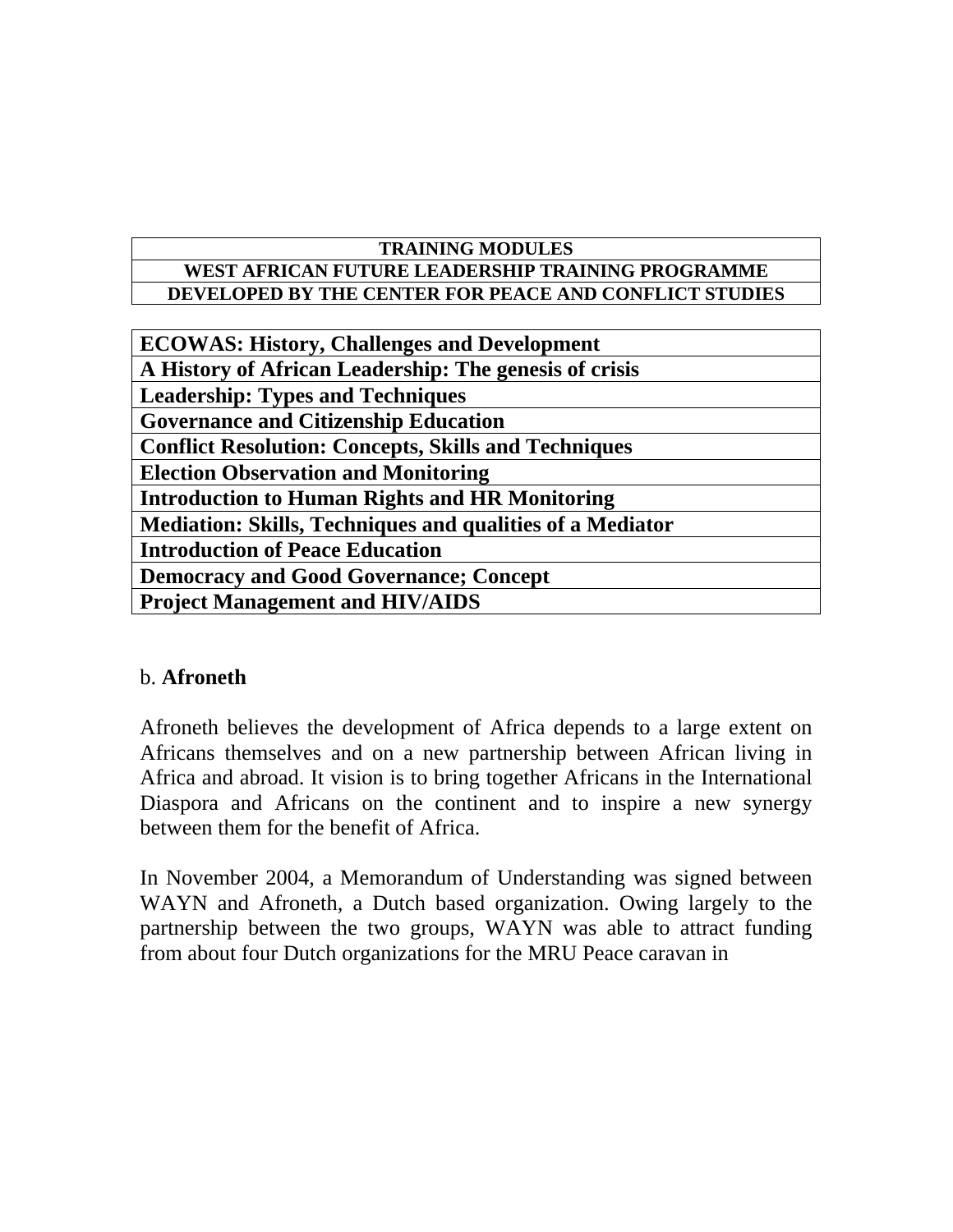| TRAINING MODULES |
|---|
| WEST AFRICAN FUTURE LEADERSHIP TRAINING PROGRAMME |
| DEVELOPED BY THE CENTER FOR PEACE AND CONFLICT STUDIES |

| ECOWAS: History, Challenges and Development |
|---|
| A History of African Leadership: The genesis of crisis |
| Leadership: Types and Techniques |
| Governance and Citizenship Education |
| Conflict Resolution: Concepts, Skills and Techniques |
| Election Observation and Monitoring |
| Introduction to Human Rights and HR Monitoring |
| Mediation: Skills, Techniques and qualities of a Mediator |
| Introduction of Peace Education |
| Democracy and Good Governance; Concept |
| Project Management and HIV/AIDS |

b. **Afroneth**

Afroneth believes the development of Africa depends to a large extent on Africans themselves and on a new partnership between African living in Africa and abroad. It vision is to bring together Africans in the International Diaspora and Africans on the continent and to inspire a new synergy between them for the benefit of Africa.

In November 2004, a Memorandum of Understanding was signed between WAYN and Afroneth, a Dutch based organization. Owing largely to the partnership between the two groups, WAYN was able to attract funding from about four Dutch organizations for the MRU Peace caravan in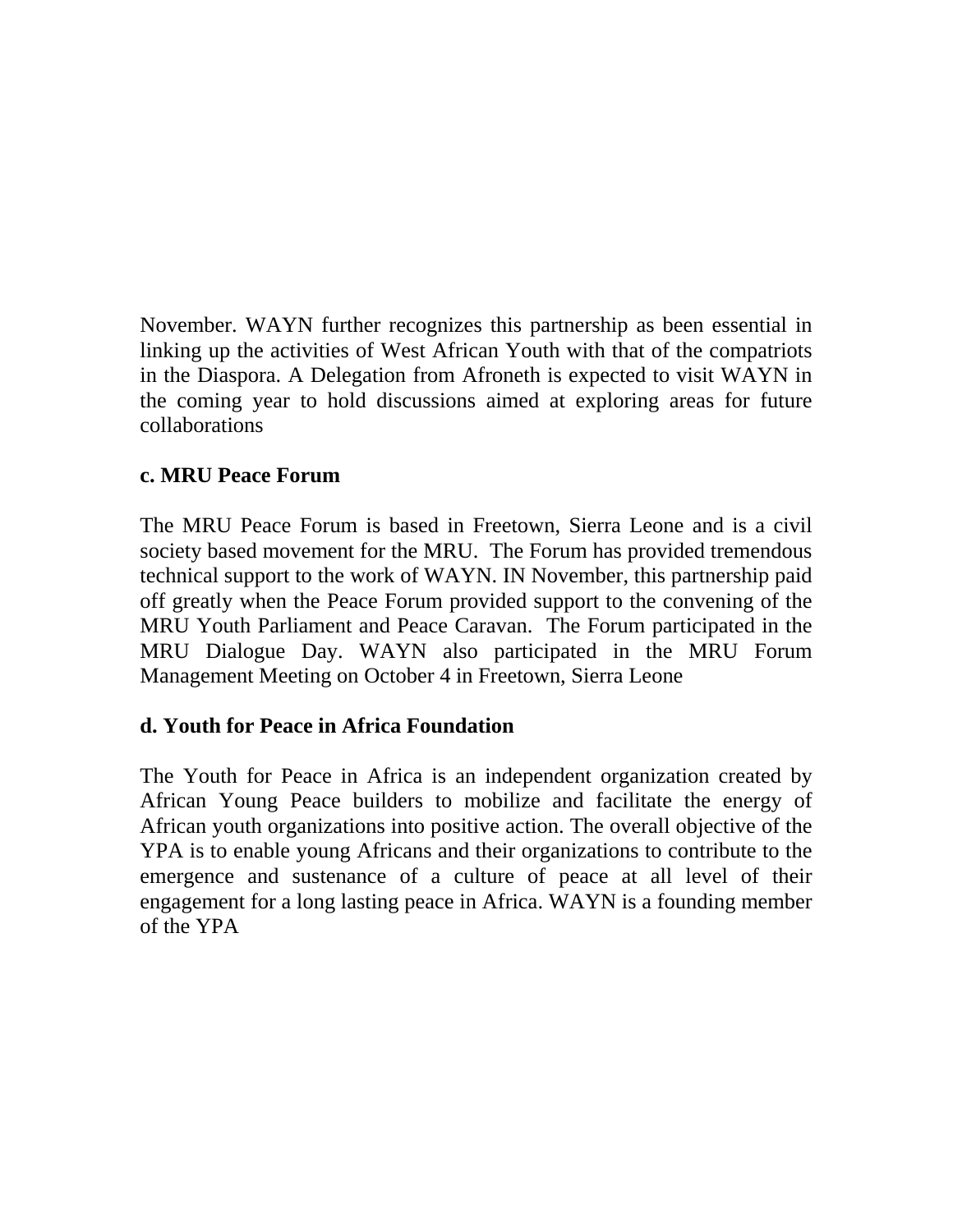November. WAYN further recognizes this partnership as been essential in linking up the activities of West African Youth with that of the compatriots in the Diaspora. A Delegation from Afroneth is expected to visit WAYN in the coming year to hold discussions aimed at exploring areas for future collaborations

**c. MRU Peace Forum**

The MRU Peace Forum is based in Freetown, Sierra Leone and is a civil society based movement for the MRU. The Forum has provided tremendous technical support to the work of WAYN. IN November, this partnership paid off greatly when the Peace Forum provided support to the convening of the MRU Youth Parliament and Peace Caravan. The Forum participated in the MRU Dialogue Day. WAYN also participated in the MRU Forum Management Meeting on October 4 in Freetown, Sierra Leone

**d. Youth for Peace in Africa Foundation**

The Youth for Peace in Africa is an independent organization created by African Young Peace builders to mobilize and facilitate the energy of African youth organizations into positive action. The overall objective of the YPA is to enable young Africans and their organizations to contribute to the emergence and sustenance of a culture of peace at all level of their engagement for a long lasting peace in Africa. WAYN is a founding member of the YPA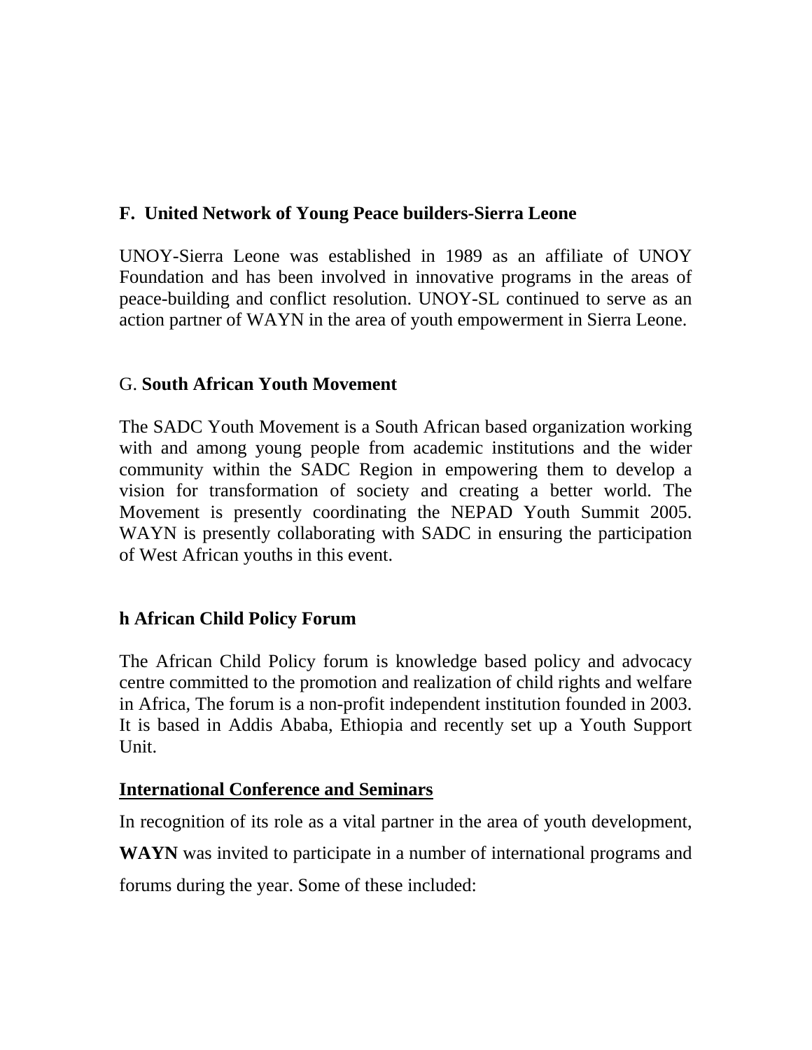### F. United Network of Young Peace builders-Sierra Leone

UNOY-Sierra Leone was established in 1989 as an affiliate of UNOY Foundation and has been involved in innovative programs in the areas of peace-building and conflict resolution. UNOY-SL continued to serve as an action partner of WAYN in the area of youth empowerment in Sierra Leone.

### G. **South African Youth Movement**

The SADC Youth Movement is a South African based organization working with and among young people from academic institutions and the wider community within the SADC Region in empowering them to develop a vision for transformation of society and creating a better world. The Movement is presently coordinating the NEPAD Youth Summit 2005. WAYN is presently collaborating with SADC in ensuring the participation of West African youths in this event.

### h African Child Policy Forum

The African Child Policy forum is knowledge based policy and advocacy centre committed to the promotion and realization of child rights and welfare in Africa, The forum is a non-profit independent institution founded in 2003. It is based in Addis Ababa, Ethiopia and recently set up a Youth Support Unit.

## International Conference and Seminars

In recognition of its role as a vital partner in the area of youth development, **WAYN** was invited to participate in a number of international programs and forums during the year. Some of these included: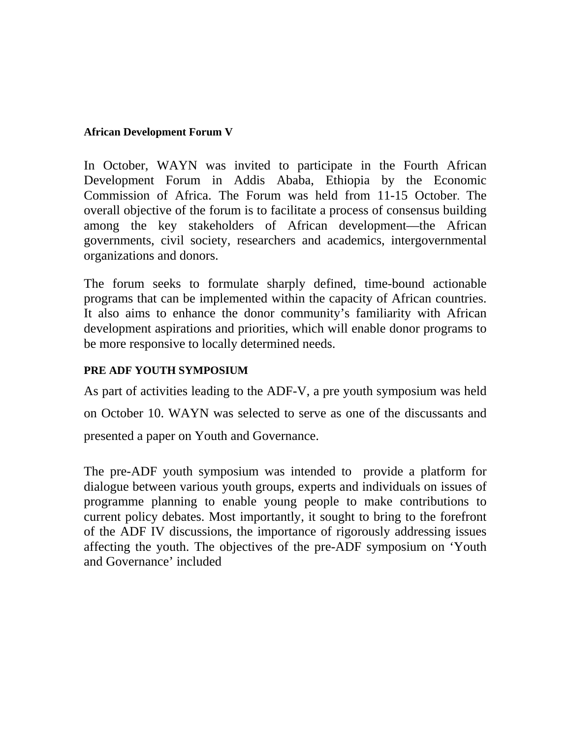**African Development Forum V**

In October, WAYN was invited to participate in the Fourth African Development Forum in Addis Ababa, Ethiopia by the Economic Commission of Africa. The Forum was held from 11-15 October. The overall objective of the forum is to facilitate a process of consensus building among the key stakeholders of African development—the African governments, civil society, researchers and academics, intergovernmental organizations and donors.

The forum seeks to formulate sharply defined, time-bound actionable programs that can be implemented within the capacity of African countries. It also aims to enhance the donor community's familiarity with African development aspirations and priorities, which will enable donor programs to be more responsive to locally determined needs.

**PRE ADF YOUTH SYMPOSIUM**

As part of activities leading to the ADF-V, a pre youth symposium was held on October 10. WAYN was selected to serve as one of the discussants and presented a paper on Youth and Governance.

The pre-ADF youth symposium was intended to provide a platform for dialogue between various youth groups, experts and individuals on issues of programme planning to enable young people to make contributions to current policy debates. Most importantly, it sought to bring to the forefront of the ADF IV discussions, the importance of rigorously addressing issues affecting the youth. The objectives of the pre-ADF symposium on 'Youth and Governance' included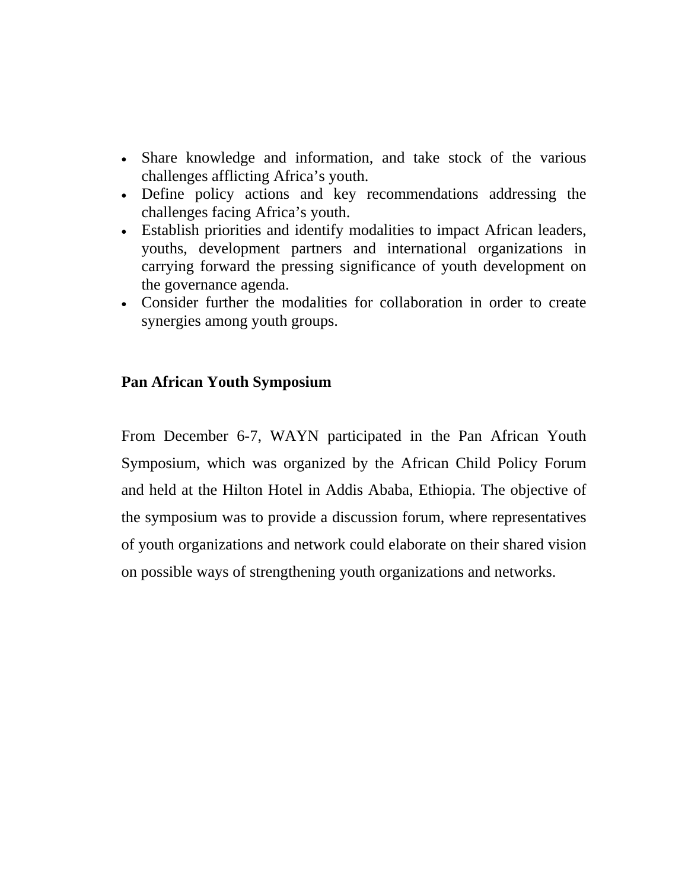- Share knowledge and information, and take stock of the various challenges afflicting Africa's youth.
- Define policy actions and key recommendations addressing the challenges facing Africa's youth.
- Establish priorities and identify modalities to impact African leaders, youths, development partners and international organizations in carrying forward the pressing significance of youth development on the governance agenda.
- Consider further the modalities for collaboration in order to create synergies among youth groups.

**Pan African Youth Symposium**

From December 6-7, WAYN participated in the Pan African Youth Symposium, which was organized by the African Child Policy Forum and held at the Hilton Hotel in Addis Ababa, Ethiopia. The objective of the symposium was to provide a discussion forum, where representatives of youth organizations and network could elaborate on their shared vision on possible ways of strengthening youth organizations and networks.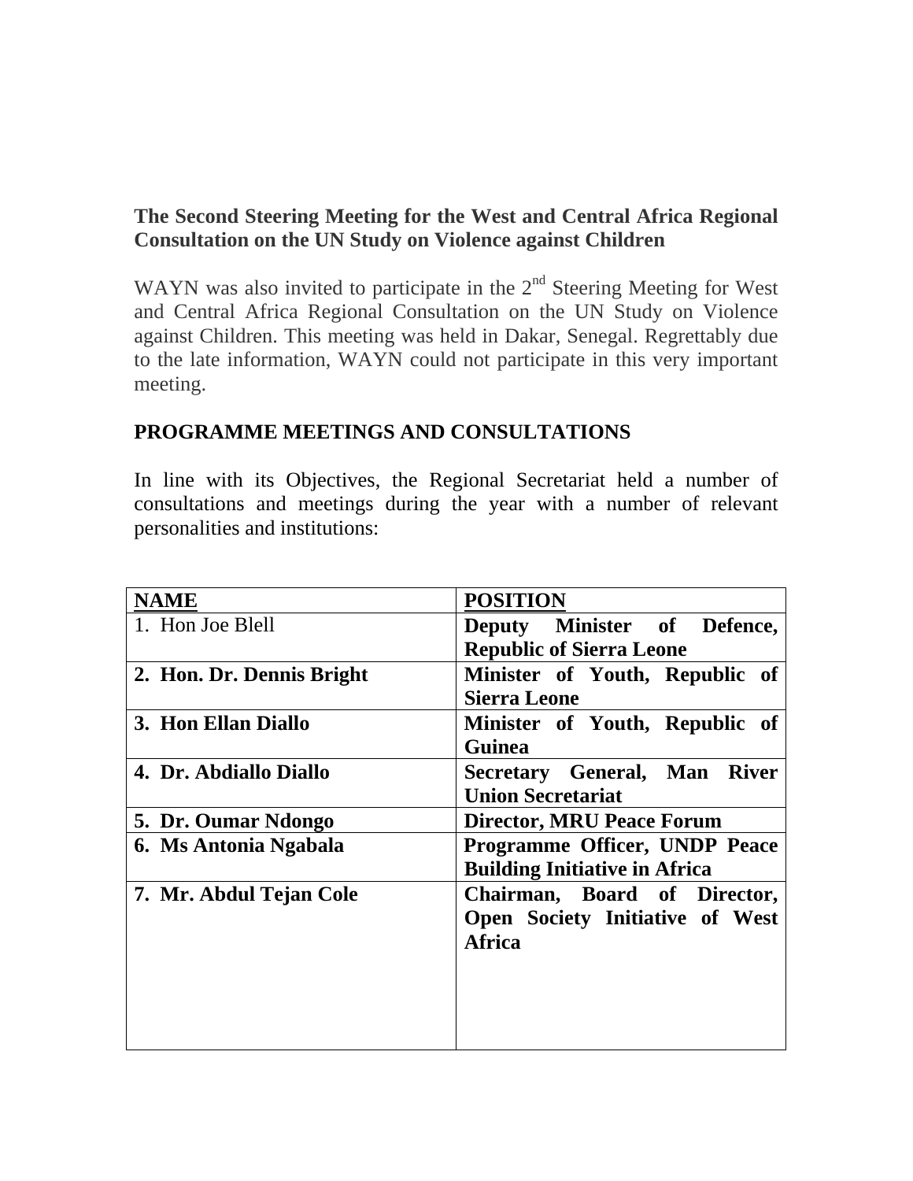**The Second Steering Meeting for the West and Central Africa Regional Consultation on the UN Study on Violence against Children**

WAYN was also invited to participate in the 2nd Steering Meeting for West and Central Africa Regional Consultation on the UN Study on Violence against Children. This meeting was held in Dakar, Senegal. Regrettably due to the late information, WAYN could not participate in this very important meeting.

## PROGRAMME MEETINGS AND CONSULTATIONS

In line with its Objectives, the Regional Secretariat held a number of consultations and meetings during the year with a number of relevant personalities and institutions:

| NAME | POSITION |
|---|---|
| 1. Hon Joe Blell | **Deputy Minister of Defence, Republic of Sierra Leone** |
| **2. Hon. Dr. Dennis Bright** | **Minister of Youth, Republic of Sierra Leone** |
| **3. Hon Ellan Diallo** | **Minister of Youth, Republic of Guinea** |
| **4. Dr. Abdiallo Diallo** | **Secretary General, Man River Union Secretariat** |
| **5. Dr. Oumar Ndongo** | **Director, MRU Peace Forum** |
| **6. Ms Antonia Ngabala** | **Programme Officer, UNDP Peace Building Initiative in Africa** |
| **7. Mr. Abdul Tejan Cole** | **Chairman, Board of Director, Open Society Initiative of West Africa** |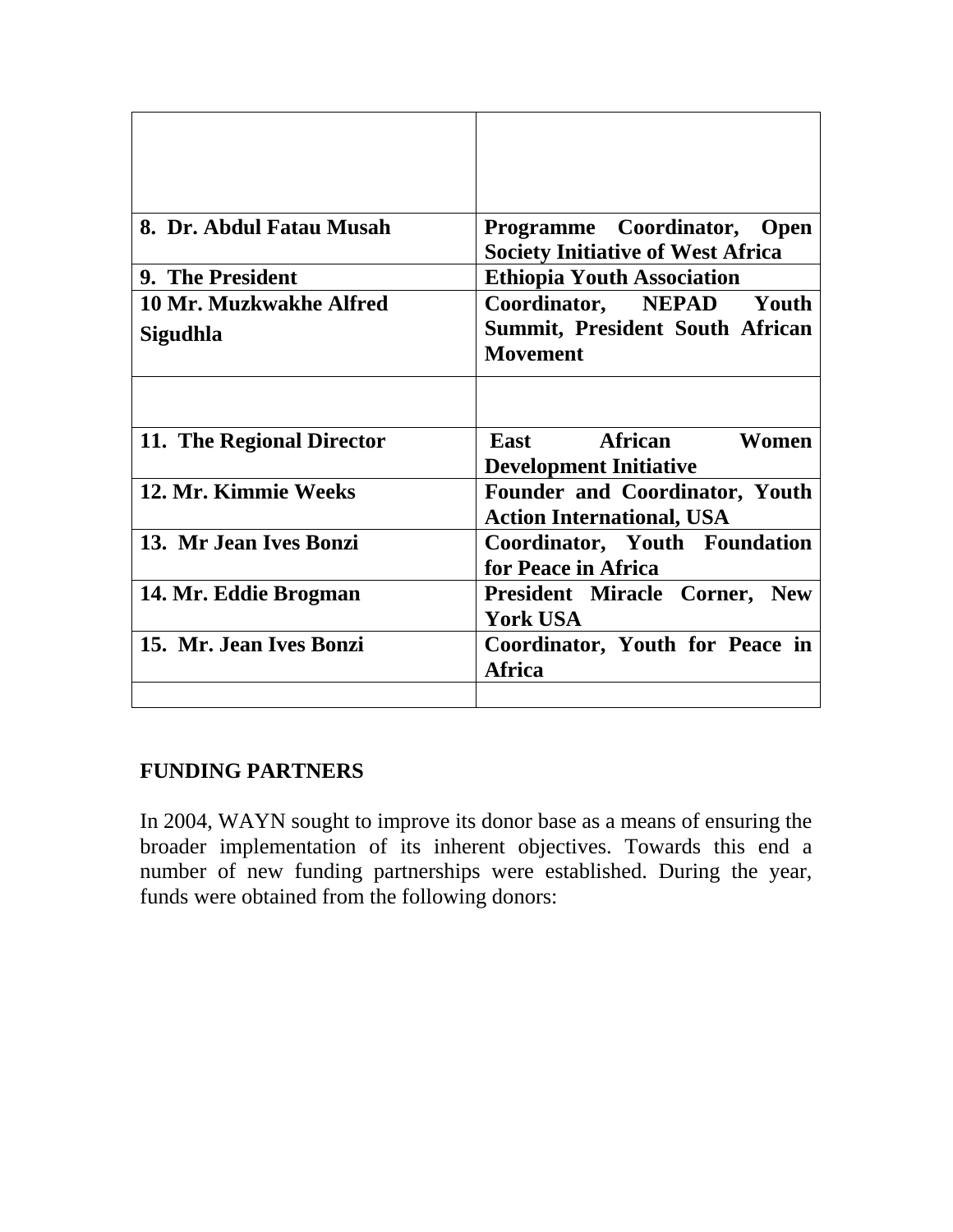| | |
|---|---|
| | |
| **8. Dr. Abdul Fatau Musah** | **Programme Coordinator, Open Society Initiative of West Africa** |
| **9. The President** | **Ethiopia Youth Association** |
| **10 Mr. Muzkwakhe Alfred Sigudhla** | **Coordinator, NEPAD Youth Summit, President South African Movement** |
| | |
| **11. The Regional Director** | **East African Women Development Initiative** |
| **12. Mr. Kimmie Weeks** | **Founder and Coordinator, Youth Action International, USA** |
| **13. Mr Jean Ives Bonzi** | **Coordinator, Youth Foundation for Peace in Africa** |
| **14. Mr. Eddie Brogman** | **President Miracle Corner, New York USA** |
| **15. Mr. Jean Ives Bonzi** | **Coordinator, Youth for Peace in Africa** |
| | |

## FUNDING PARTNERS

In 2004, WAYN sought to improve its donor base as a means of ensuring the broader implementation of its inherent objectives. Towards this end a number of new funding partnerships were established. During the year, funds were obtained from the following donors: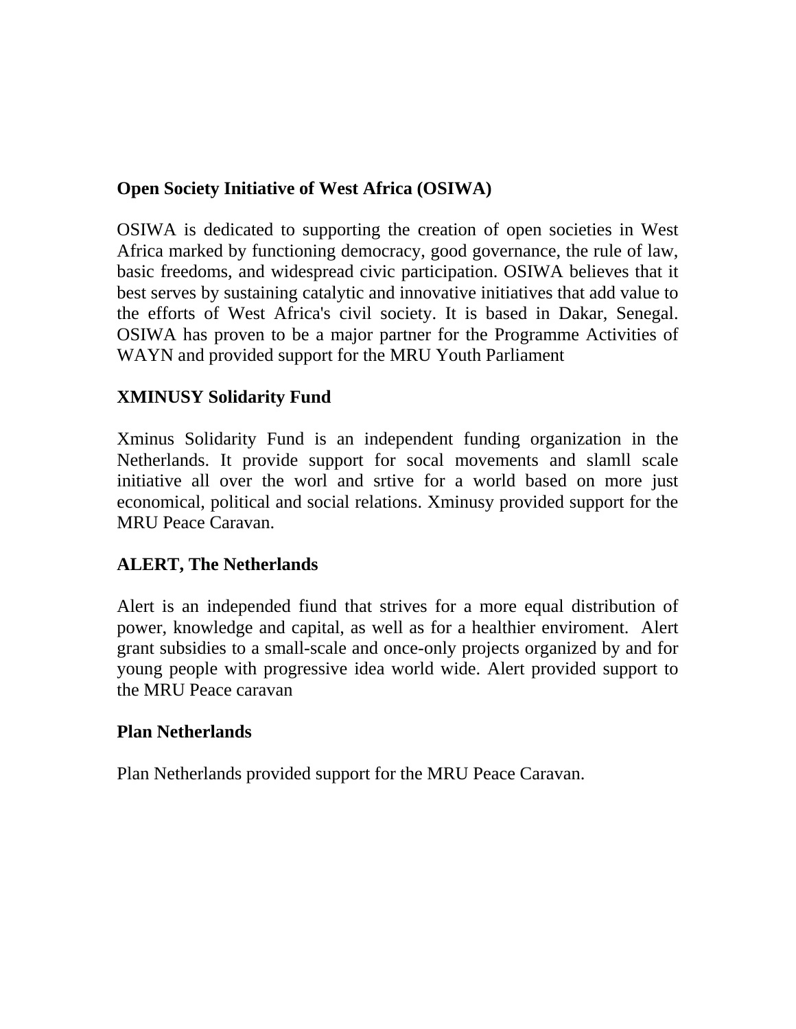**Open Society Initiative of West Africa (OSIWA)**

OSIWA is dedicated to supporting the creation of open societies in West Africa marked by functioning democracy, good governance, the rule of law, basic freedoms, and widespread civic participation. OSIWA believes that it best serves by sustaining catalytic and innovative initiatives that add value to the efforts of West Africa's civil society. It is based in Dakar, Senegal. OSIWA has proven to be a major partner for the Programme Activities of WAYN and provided support for the MRU Youth Parliament

**XMINUSY Solidarity Fund**

Xminus Solidarity Fund is an independent funding organization in the Netherlands. It provide support for socal movements and slamll scale initiative all over the worl and srtive for a world based on more just economical, political and social relations. Xminusy provided support for the MRU Peace Caravan.

**ALERT, The Netherlands**

Alert is an independed fiund that strives for a more equal distribution of power, knowledge and capital, as well as for a healthier enviroment. Alert grant subsidies to a small-scale and once-only projects organized by and for young people with progressive idea world wide. Alert provided support to the MRU Peace caravan

**Plan Netherlands**

Plan Netherlands provided support for the MRU Peace Caravan.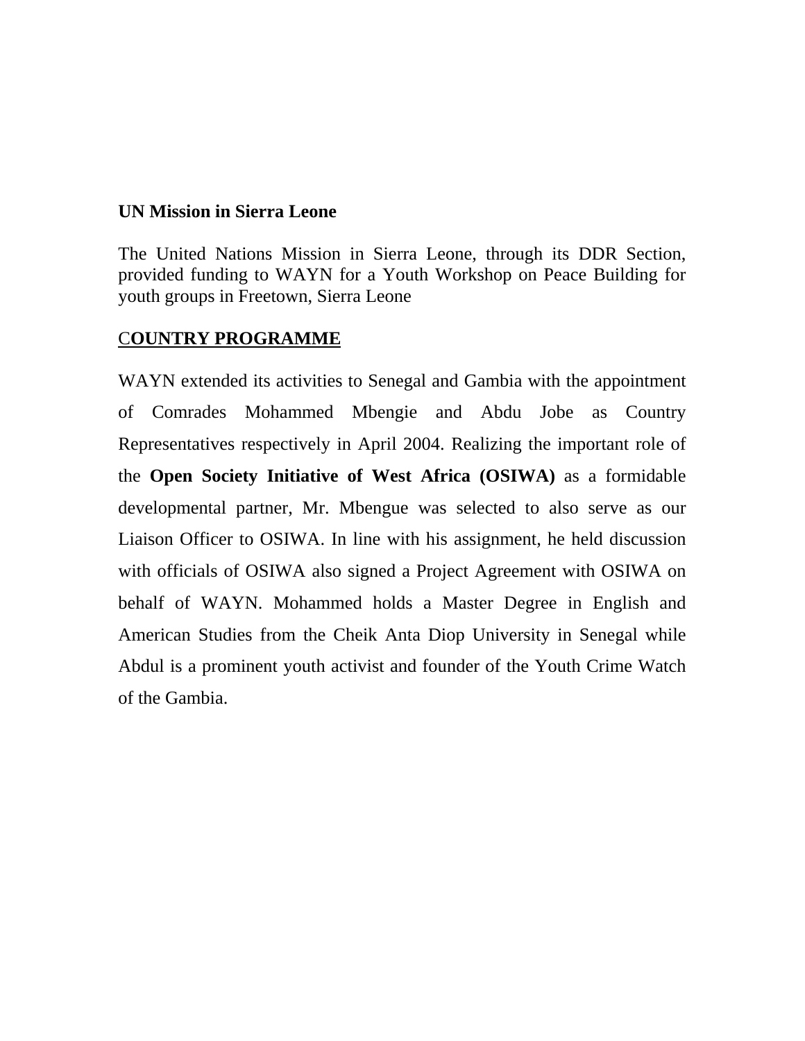**UN Mission in Sierra Leone**

The United Nations Mission in Sierra Leone, through its DDR Section, provided funding to WAYN for a Youth Workshop on Peace Building for youth groups in Freetown, Sierra Leone

**C<u>OUNTRY PROGRAMME</u>**

WAYN extended its activities to Senegal and Gambia with the appointment of Comrades Mohammed Mbengie and Abdu Jobe as Country Representatives respectively in April 2004. Realizing the important role of the **Open Society Initiative of West Africa (OSIWA)** as a formidable developmental partner, Mr. Mbengue was selected to also serve as our Liaison Officer to OSIWA. In line with his assignment, he held discussion with officials of OSIWA also signed a Project Agreement with OSIWA on behalf of WAYN. Mohammed holds a Master Degree in English and American Studies from the Cheik Anta Diop University in Senegal while Abdul is a prominent youth activist and founder of the Youth Crime Watch of the Gambia.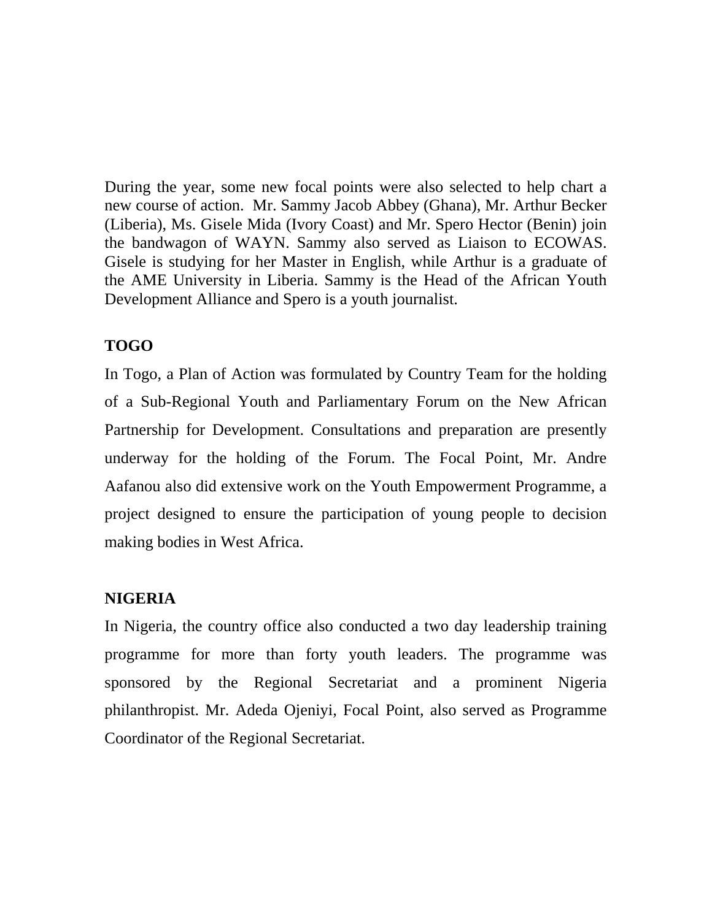During the year, some new focal points were also selected to help chart a new course of action. Mr. Sammy Jacob Abbey (Ghana), Mr. Arthur Becker (Liberia), Ms. Gisele Mida (Ivory Coast) and Mr. Spero Hector (Benin) join the bandwagon of WAYN. Sammy also served as Liaison to ECOWAS. Gisele is studying for her Master in English, while Arthur is a graduate of the AME University in Liberia. Sammy is the Head of the African Youth Development Alliance and Spero is a youth journalist.

**TOGO**

In Togo, a Plan of Action was formulated by Country Team for the holding of a Sub-Regional Youth and Parliamentary Forum on the New African Partnership for Development. Consultations and preparation are presently underway for the holding of the Forum. The Focal Point, Mr. Andre Aafanou also did extensive work on the Youth Empowerment Programme, a project designed to ensure the participation of young people to decision making bodies in West Africa.

**NIGERIA**

In Nigeria, the country office also conducted a two day leadership training programme for more than forty youth leaders. The programme was sponsored by the Regional Secretariat and a prominent Nigeria philanthropist. Mr. Adeda Ojeniyi, Focal Point, also served as Programme Coordinator of the Regional Secretariat.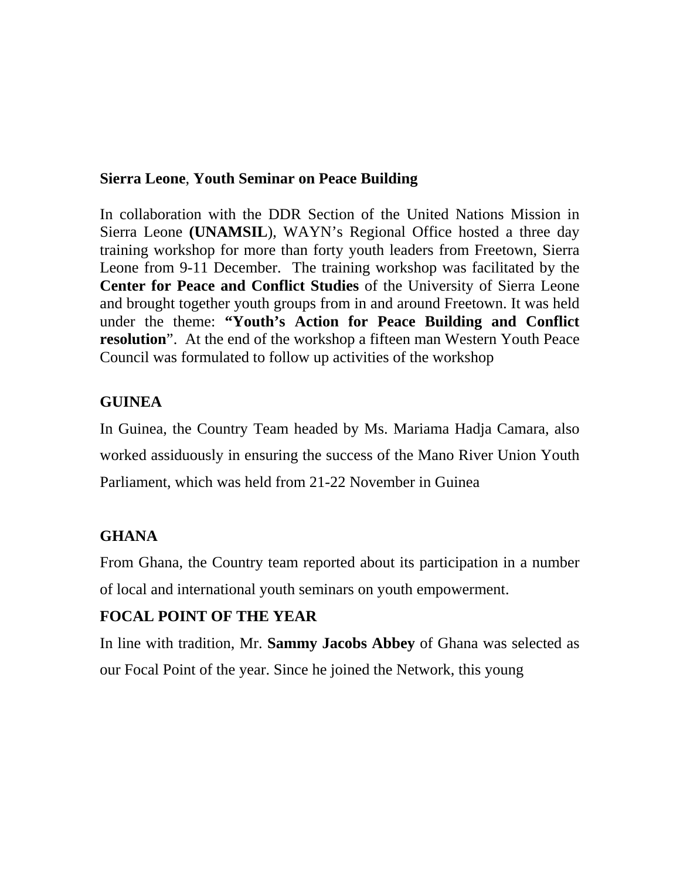**Sierra Leone**, **Youth Seminar on Peace Building**

In collaboration with the DDR Section of the United Nations Mission in Sierra Leone **(UNAMSIL**), WAYN's Regional Office hosted a three day training workshop for more than forty youth leaders from Freetown, Sierra Leone from 9-11 December. The training workshop was facilitated by the **Center for Peace and Conflict Studies** of the University of Sierra Leone and brought together youth groups from in and around Freetown. It was held under the theme: **"Youth's Action for Peace Building and Conflict resolution**". At the end of the workshop a fifteen man Western Youth Peace Council was formulated to follow up activities of the workshop

**GUINEA**

In Guinea, the Country Team headed by Ms. Mariama Hadja Camara, also worked assiduously in ensuring the success of the Mano River Union Youth Parliament, which was held from 21-22 November in Guinea

**GHANA**

From Ghana, the Country team reported about its participation in a number of local and international youth seminars on youth empowerment.

**FOCAL POINT OF THE YEAR**

In line with tradition, Mr. **Sammy Jacobs Abbey** of Ghana was selected as our Focal Point of the year. Since he joined the Network, this young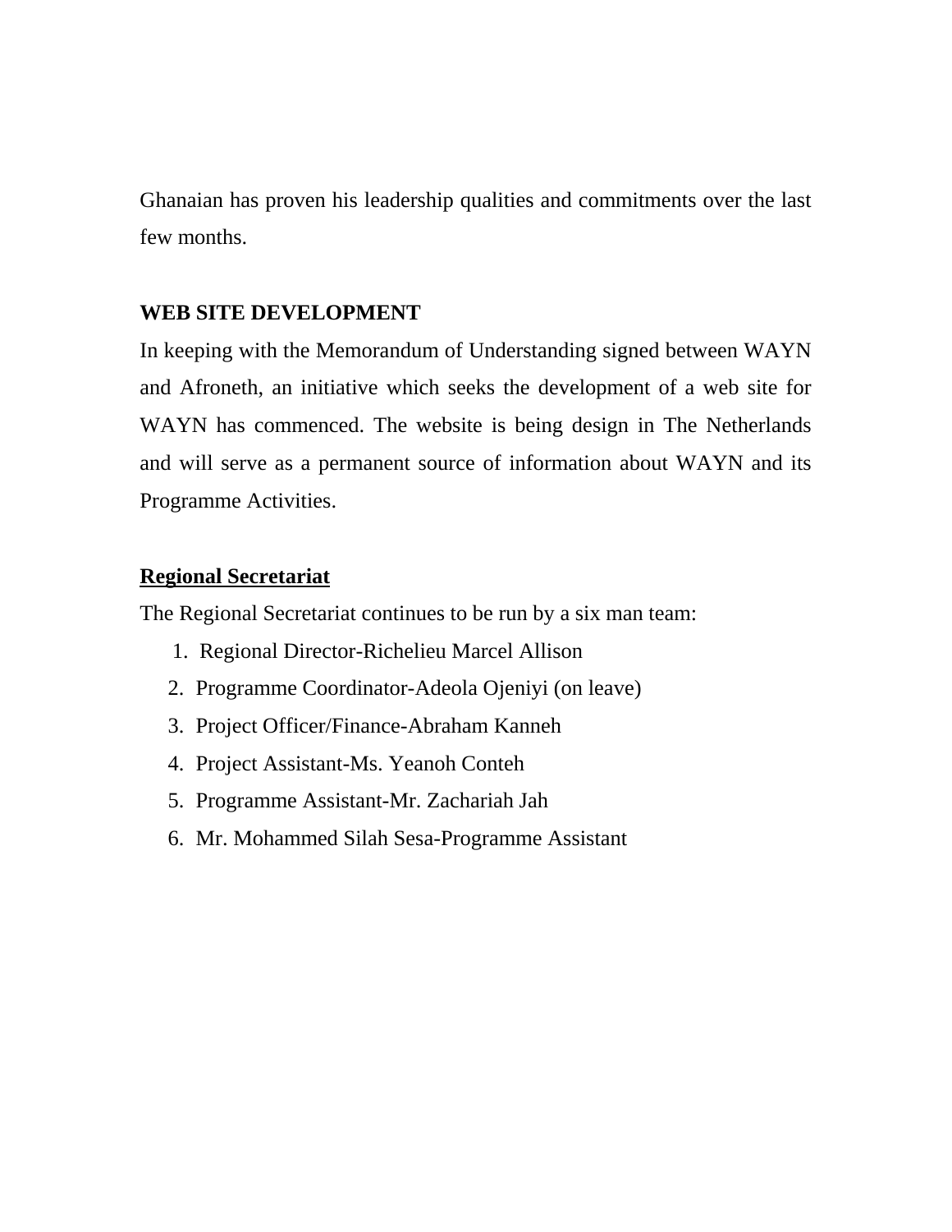Ghanaian has proven his leadership qualities and commitments over the last few months.

**WEB SITE DEVELOPMENT**

In keeping with the Memorandum of Understanding signed between WAYN and Afroneth, an initiative which seeks the development of a web site for WAYN has commenced. The website is being design in The Netherlands and will serve as a permanent source of information about WAYN and its Programme Activities.

**Regional Secretariat**

The Regional Secretariat continues to be run by a six man team:

1. Regional Director-Richelieu Marcel Allison
2. Programme Coordinator-Adeola Ojeniyi (on leave)
3. Project Officer/Finance-Abraham Kanneh
4. Project Assistant-Ms. Yeanoh Conteh
5. Programme Assistant-Mr. Zachariah Jah
6. Mr. Mohammed Silah Sesa-Programme Assistant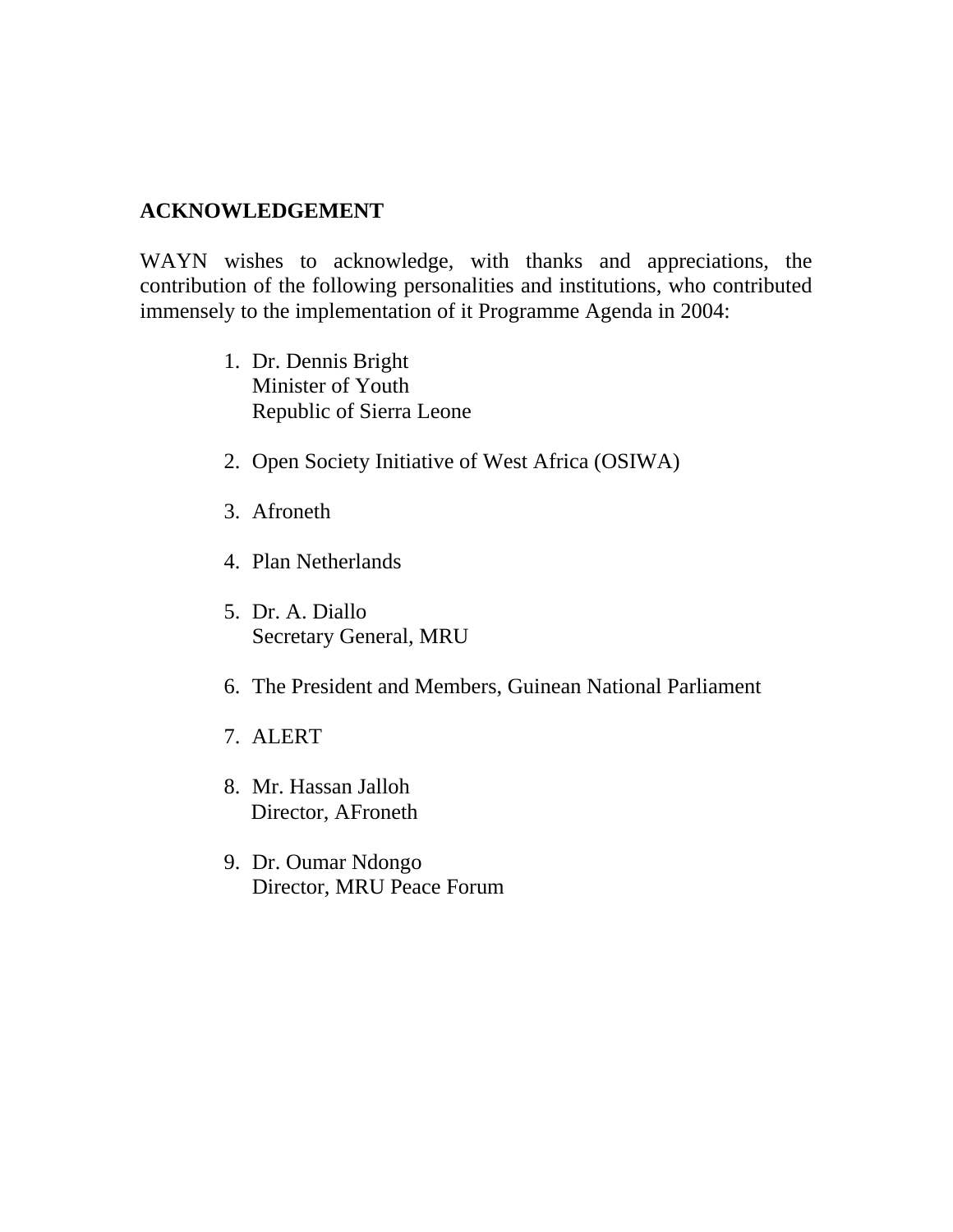## ACKNOWLEDGEMENT

WAYN wishes to acknowledge, with thanks and appreciations, the contribution of the following personalities and institutions, who contributed immensely to the implementation of it Programme Agenda in 2004:

1. Dr. Dennis Bright  
   Minister of Youth  
   Republic of Sierra Leone

2. Open Society Initiative of West Africa (OSIWA)

3. Afroneth

4. Plan Netherlands

5. Dr. A. Diallo  
   Secretary General, MRU

6. The President and Members, Guinean National Parliament

7. ALERT

8. Mr. Hassan Jalloh  
   Director, AFroneth

9. Dr. Oumar Ndongo  
   Director, MRU Peace Forum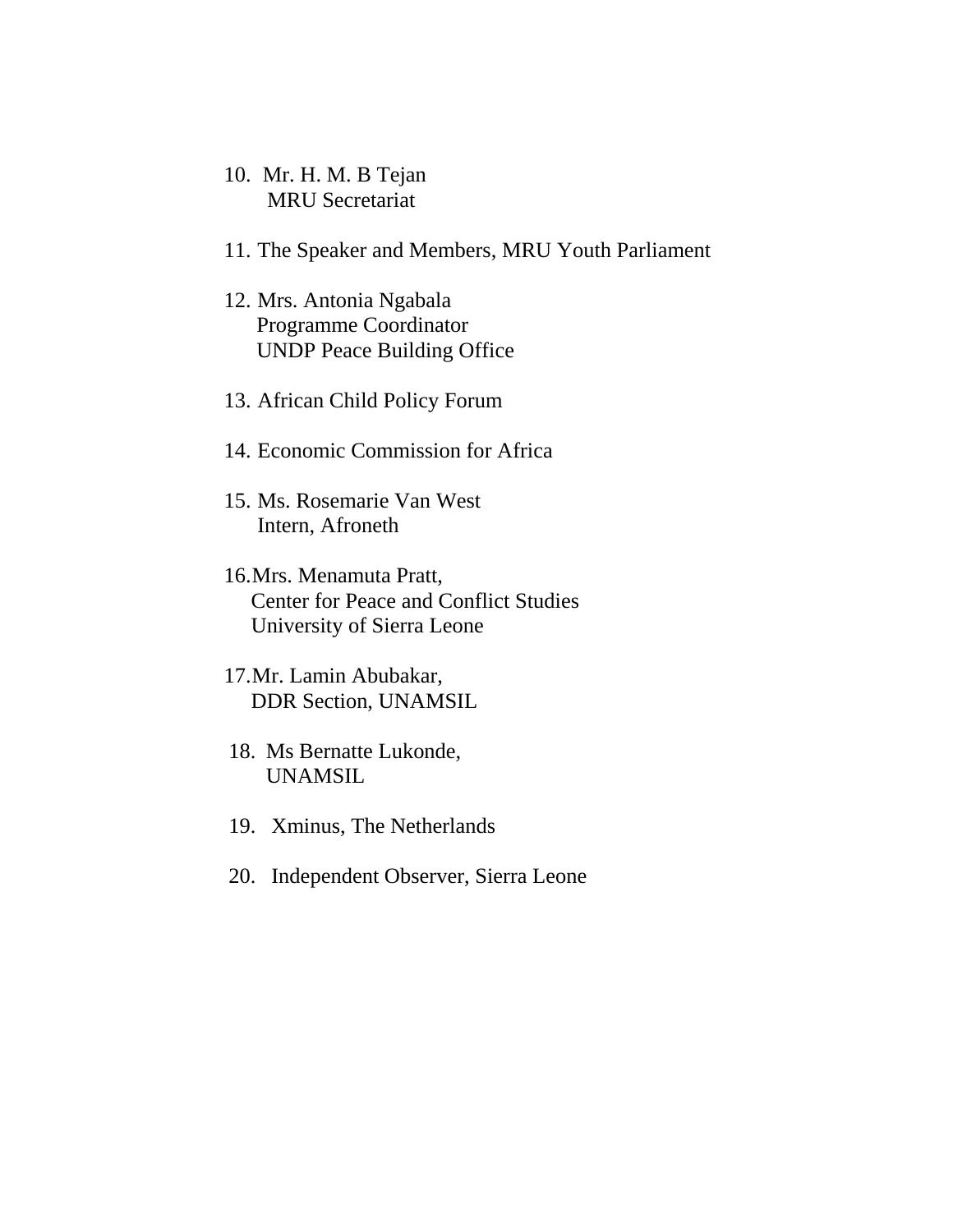10. Mr. H. M. B Tejan
    MRU Secretariat

11. The Speaker and Members, MRU Youth Parliament

12. Mrs. Antonia Ngabala
    Programme Coordinator
    UNDP Peace Building Office

13. African Child Policy Forum

14. Economic Commission for Africa

15. Ms. Rosemarie Van West
    Intern, Afroneth

16. Mrs. Menamuta Pratt,
    Center for Peace and Conflict Studies
    University of Sierra Leone

17. Mr. Lamin Abubakar,
    DDR Section, UNAMSIL

18. Ms Bernatte Lukonde,
    UNAMSIL

19. Xminus, The Netherlands

20. Independent Observer, Sierra Leone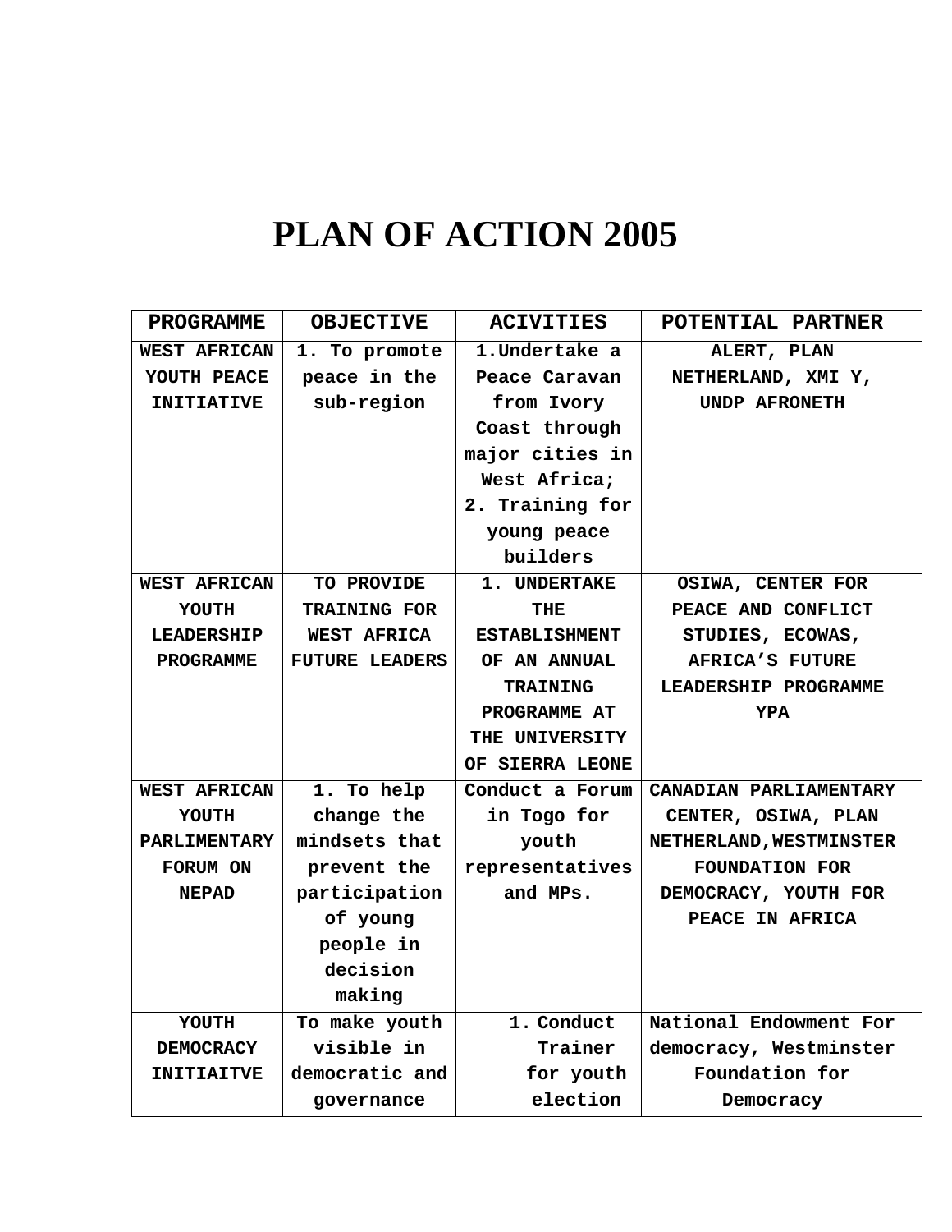# PLAN OF ACTION 2005

| PROGRAMME | OBJECTIVE | ACIVITIES | POTENTIAL PARTNER | |
|---|---|---|---|---|
| WEST AFRICAN YOUTH PEACE INITIATIVE | 1. To promote peace in the sub-region | 1.Undertake a Peace Caravan from Ivory Coast through major cities in West Africa; 2. Training for young peace builders | ALERT, PLAN NETHERLAND, XMI Y, UNDP AFRONETH | |
| WEST AFRICAN YOUTH LEADERSHIP PROGRAMME | TO PROVIDE TRAINING FOR WEST AFRICA FUTURE LEADERS | 1. UNDERTAKE THE ESTABLISHMENT OF AN ANNUAL TRAINING PROGRAMME AT THE UNIVERSITY OF SIERRA LEONE | OSIWA, CENTER FOR PEACE AND CONFLICT STUDIES, ECOWAS, AFRICA'S FUTURE LEADERSHIP PROGRAMME YPA | |
| WEST AFRICAN YOUTH PARLIMENTARY FORUM ON NEPAD | 1. To help change the mindsets that prevent the participation of young people in decision making | Conduct a Forum in Togo for youth representatives and MPs. | CANADIAN PARLIAMENTARY CENTER, OSIWA, PLAN NETHERLAND,WESTMINSTER FOUNDATION FOR DEMOCRACY, YOUTH FOR PEACE IN AFRICA | |
| YOUTH DEMOCRACY INITIAITVE | To make youth visible in democratic and governance | 1. Conduct Trainer for youth election | National Endowment For democracy, Westminster Foundation for Democracy | |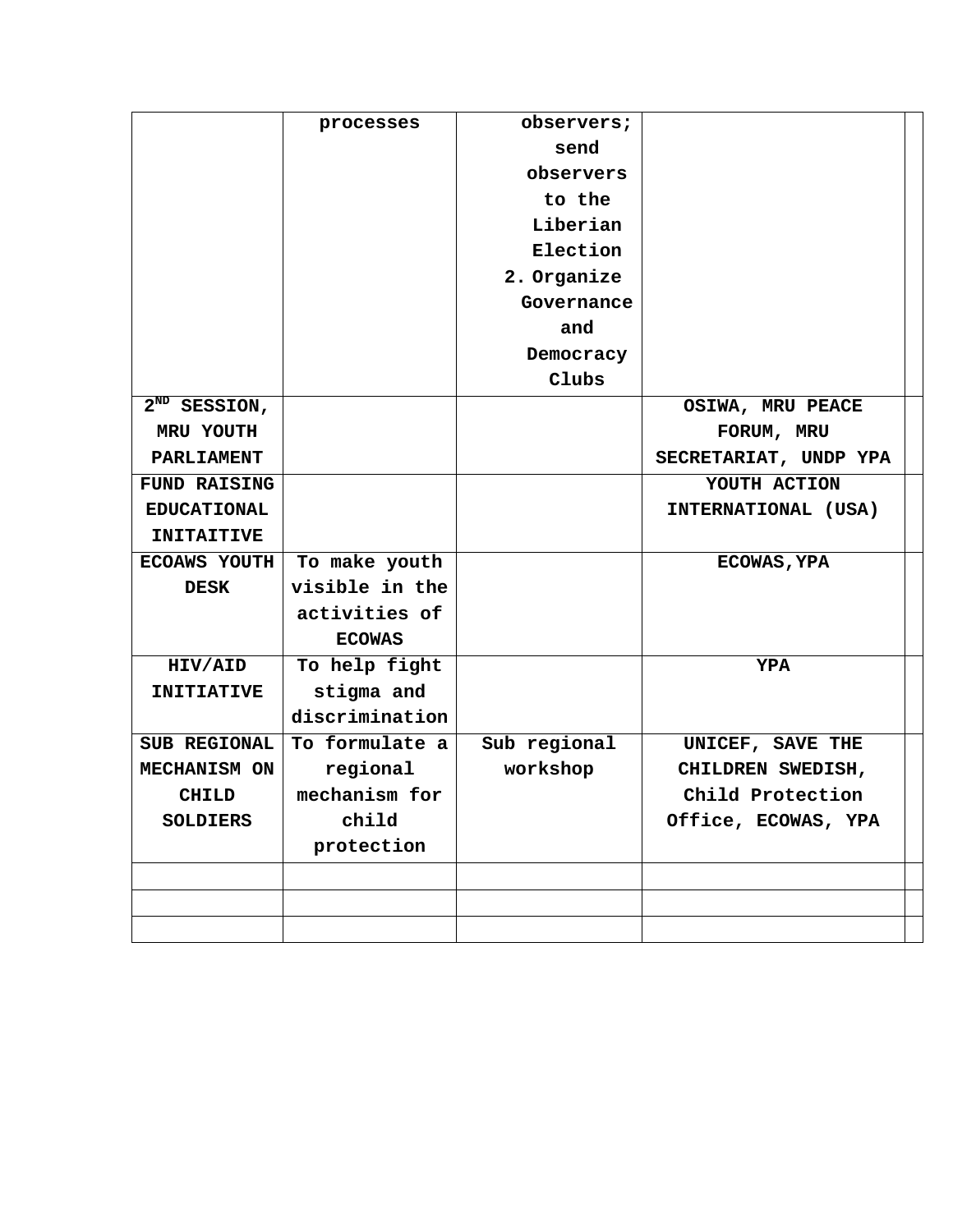| | | | | |
|---|---|---|---|---|
| | processes | observers; send observers to the Liberian Election<br>2. Organize Governance and Democracy Clubs | | |
| 2ND SESSION, MRU YOUTH PARLIAMENT | | | OSIWA, MRU PEACE FORUM, MRU SECRETARIAT, UNDP YPA | |
| FUND RAISING EDUCATIONAL INITAITIVE | | | YOUTH ACTION INTERNATIONAL (USA) | |
| ECOAWS YOUTH DESK | To make youth visible in the activities of ECOWAS | | ECOWAS,YPA | |
| HIV/AID INITIATIVE | To help fight stigma and discrimination | | YPA | |
| SUB REGIONAL MECHANISM ON CHILD SOLDIERS | To formulate a regional mechanism for child protection | Sub regional workshop | UNICEF, SAVE THE CHILDREN SWEDISH, Child Protection Office, ECOWAS, YPA | |
| | | | | |
| | | | | |
| | | | | |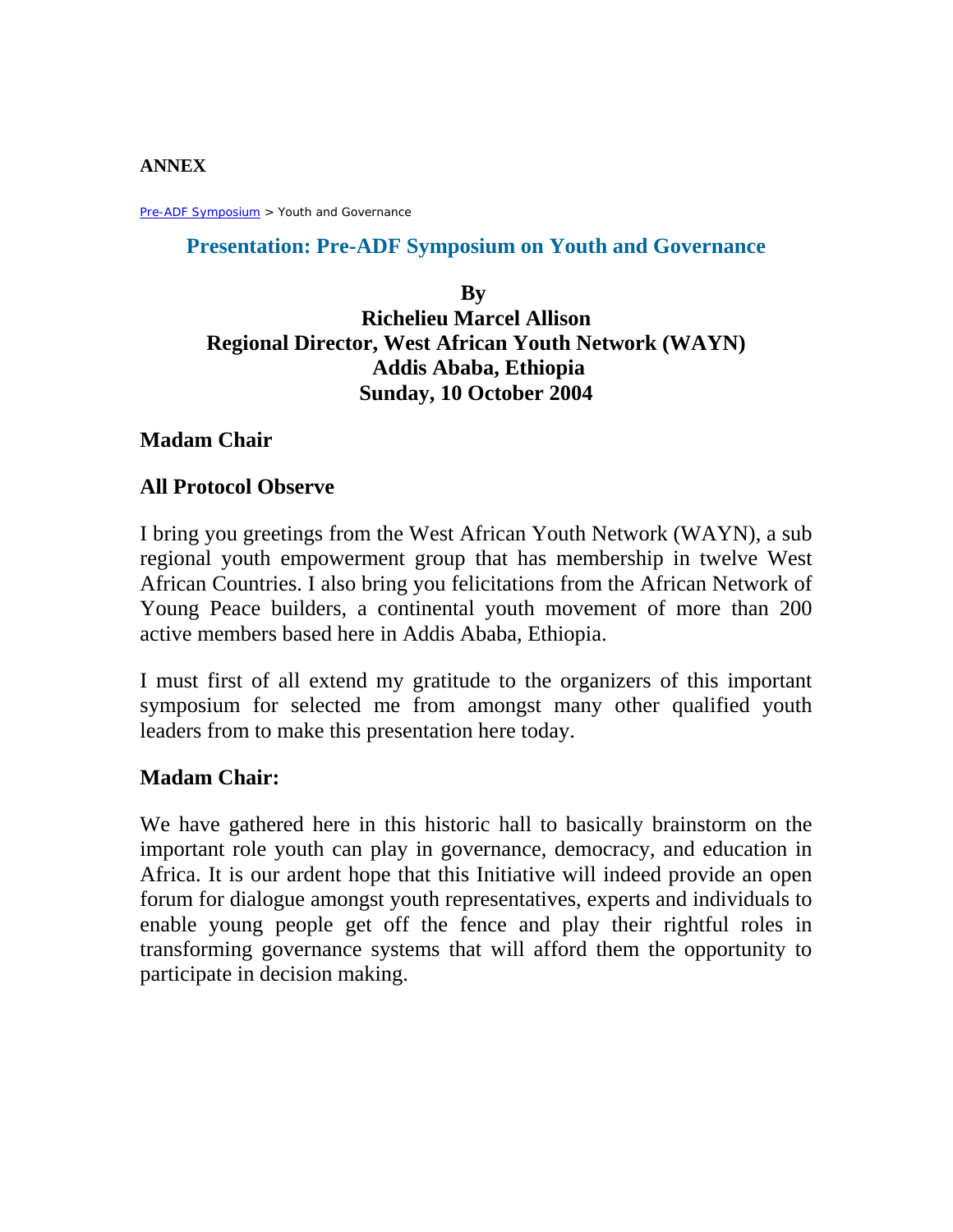**ANNEX**

Pre-ADF Symposium > Youth and Governance

## Presentation: Pre-ADF Symposium on Youth and Governance

**By**
**Richelieu Marcel Allison**
**Regional Director, West African Youth Network (WAYN)**
**Addis Ababa, Ethiopia**
**Sunday, 10 October 2004**

**Madam Chair**

**All Protocol Observe**

I bring you greetings from the West African Youth Network (WAYN), a sub regional youth empowerment group that has membership in twelve West African Countries. I also bring you felicitations from the African Network of Young Peace builders, a continental youth movement of more than 200 active members based here in Addis Ababa, Ethiopia.

I must first of all extend my gratitude to the organizers of this important symposium for selected me from amongst many other qualified youth leaders from to make this presentation here today.

**Madam Chair:**

We have gathered here in this historic hall to basically brainstorm on the important role youth can play in governance, democracy, and education in Africa. It is our ardent hope that this Initiative will indeed provide an open forum for dialogue amongst youth representatives, experts and individuals to enable young people get off the fence and play their rightful roles in transforming governance systems that will afford them the opportunity to participate in decision making.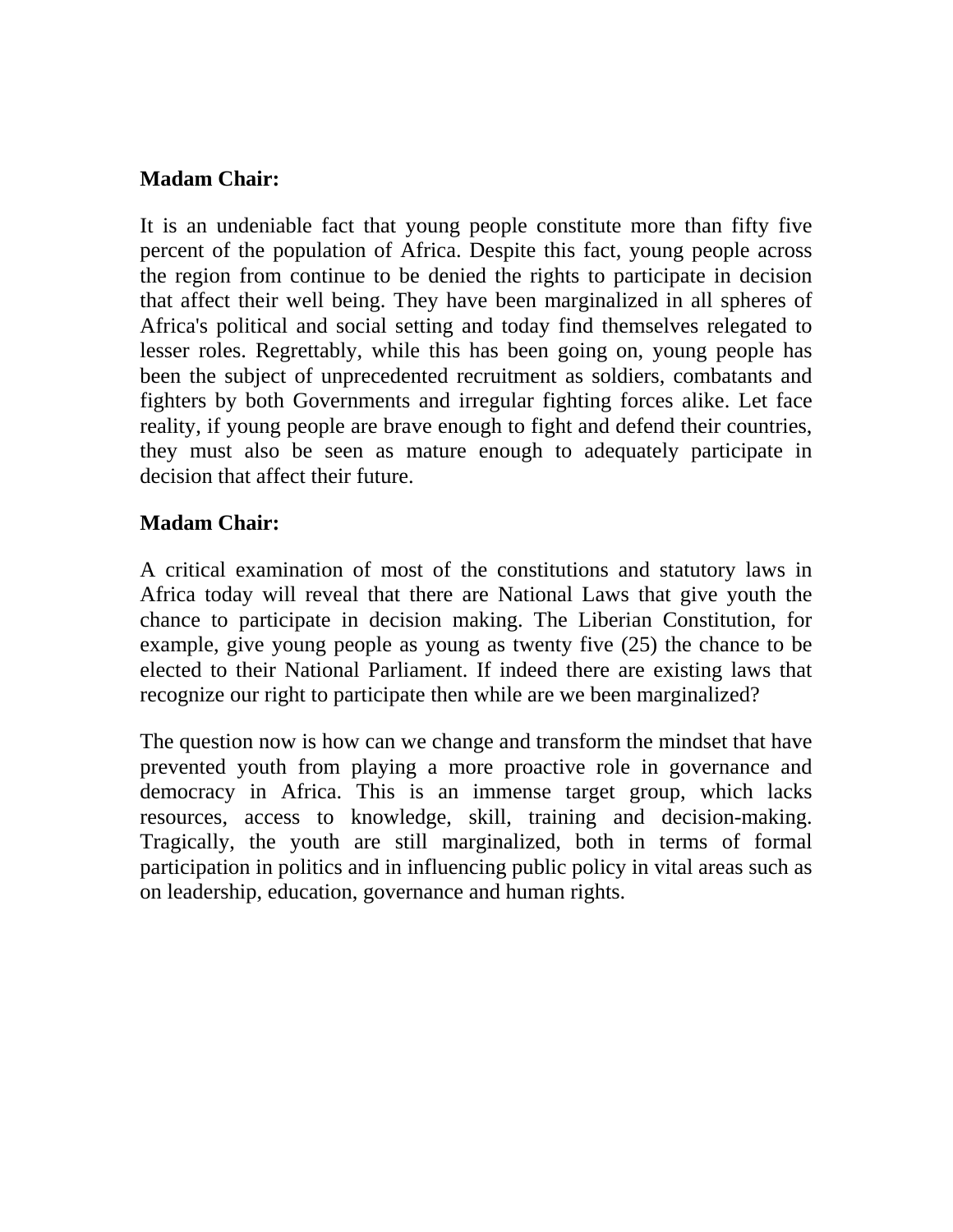**Madam Chair:**

It is an undeniable fact that young people constitute more than fifty five percent of the population of Africa. Despite this fact, young people across the region from continue to be denied the rights to participate in decision that affect their well being. They have been marginalized in all spheres of Africa's political and social setting and today find themselves relegated to lesser roles. Regrettably, while this has been going on, young people has been the subject of unprecedented recruitment as soldiers, combatants and fighters by both Governments and irregular fighting forces alike. Let face reality, if young people are brave enough to fight and defend their countries, they must also be seen as mature enough to adequately participate in decision that affect their future.

**Madam Chair:**

A critical examination of most of the constitutions and statutory laws in Africa today will reveal that there are National Laws that give youth the chance to participate in decision making. The Liberian Constitution, for example, give young people as young as twenty five (25) the chance to be elected to their National Parliament. If indeed there are existing laws that recognize our right to participate then while are we been marginalized?

The question now is how can we change and transform the mindset that have prevented youth from playing a more proactive role in governance and democracy in Africa. This is an immense target group, which lacks resources, access to knowledge, skill, training and decision-making. Tragically, the youth are still marginalized, both in terms of formal participation in politics and in influencing public policy in vital areas such as on leadership, education, governance and human rights.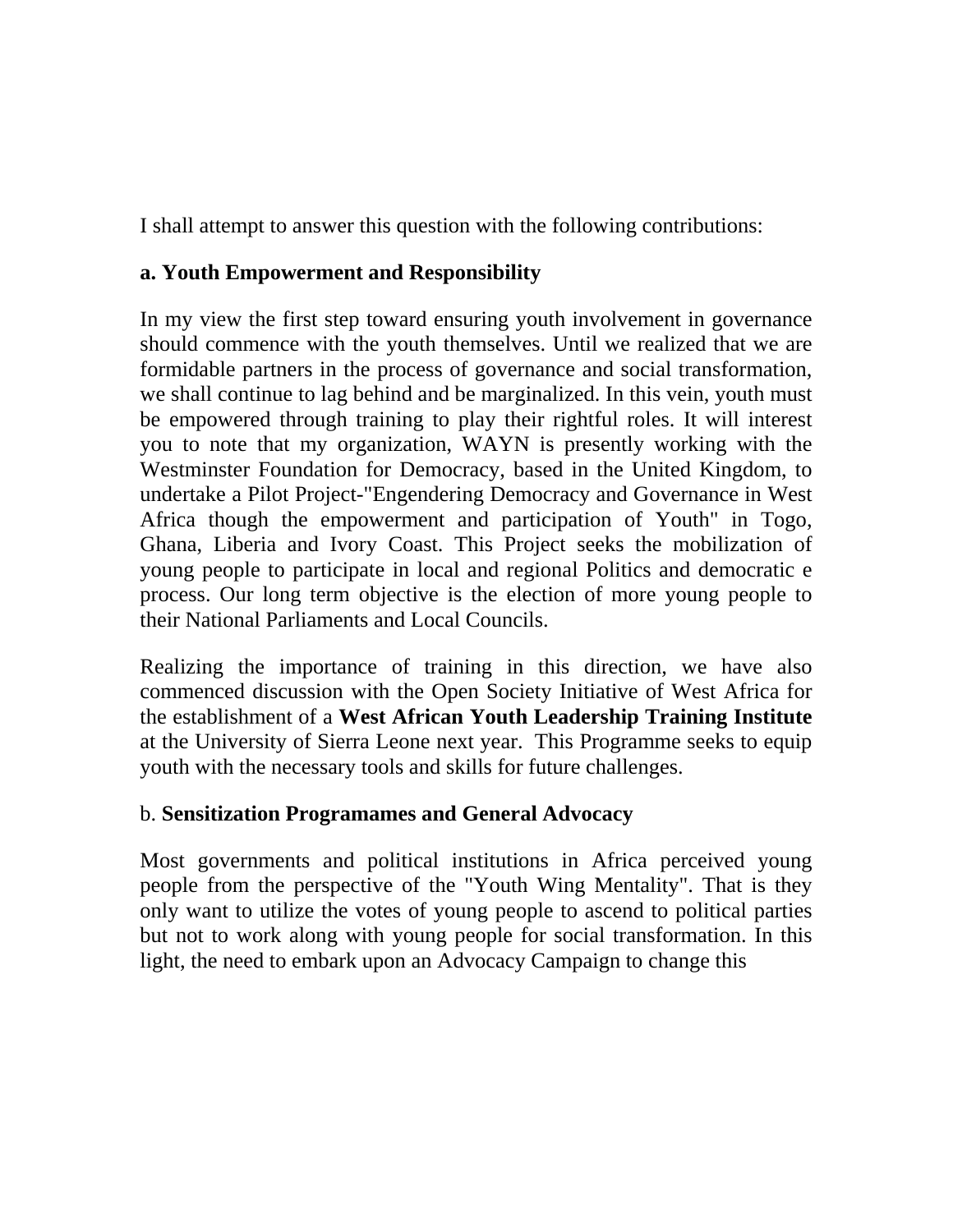I shall attempt to answer this question with the following contributions:

**a. Youth Empowerment and Responsibility**

In my view the first step toward ensuring youth involvement in governance should commence with the youth themselves. Until we realized that we are formidable partners in the process of governance and social transformation, we shall continue to lag behind and be marginalized. In this vein, youth must be empowered through training to play their rightful roles. It will interest you to note that my organization, WAYN is presently working with the Westminster Foundation for Democracy, based in the United Kingdom, to undertake a Pilot Project-"Engendering Democracy and Governance in West Africa though the empowerment and participation of Youth" in Togo, Ghana, Liberia and Ivory Coast. This Project seeks the mobilization of young people to participate in local and regional Politics and democratic e process. Our long term objective is the election of more young people to their National Parliaments and Local Councils.

Realizing the importance of training in this direction, we have also commenced discussion with the Open Society Initiative of West Africa for the establishment of a **West African Youth Leadership Training Institute** at the University of Sierra Leone next year. This Programme seeks to equip youth with the necessary tools and skills for future challenges.

b. **Sensitization Programames and General Advocacy**

Most governments and political institutions in Africa perceived young people from the perspective of the "Youth Wing Mentality". That is they only want to utilize the votes of young people to ascend to political parties but not to work along with young people for social transformation. In this light, the need to embark upon an Advocacy Campaign to change this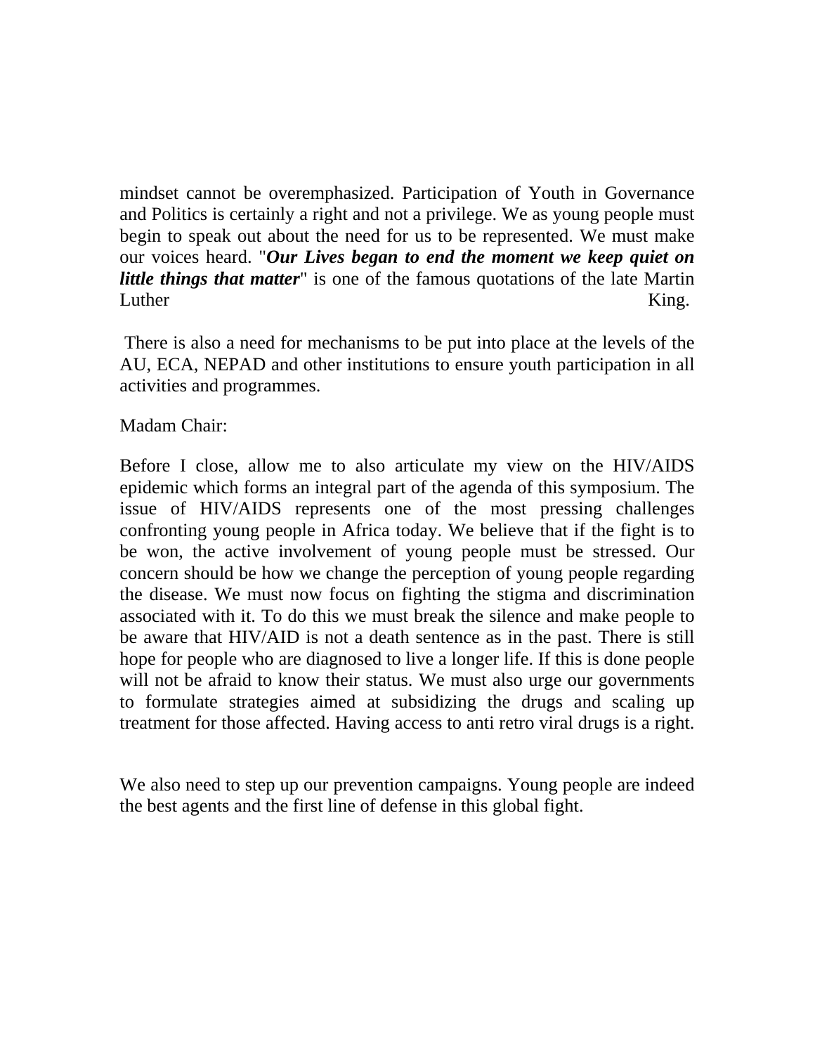mindset cannot be overemphasized. Participation of Youth in Governance and Politics is certainly a right and not a privilege. We as young people must begin to speak out about the need for us to be represented. We must make our voices heard. "***Our Lives began to end the moment we keep quiet on little things that matter***" is one of the famous quotations of the late Martin Luther King.

There is also a need for mechanisms to be put into place at the levels of the AU, ECA, NEPAD and other institutions to ensure youth participation in all activities and programmes.

Madam Chair:

Before I close, allow me to also articulate my view on the HIV/AIDS epidemic which forms an integral part of the agenda of this symposium. The issue of HIV/AIDS represents one of the most pressing challenges confronting young people in Africa today. We believe that if the fight is to be won, the active involvement of young people must be stressed. Our concern should be how we change the perception of young people regarding the disease. We must now focus on fighting the stigma and discrimination associated with it. To do this we must break the silence and make people to be aware that HIV/AID is not a death sentence as in the past. There is still hope for people who are diagnosed to live a longer life. If this is done people will not be afraid to know their status. We must also urge our governments to formulate strategies aimed at subsidizing the drugs and scaling up treatment for those affected. Having access to anti retro viral drugs is a right.

We also need to step up our prevention campaigns. Young people are indeed the best agents and the first line of defense in this global fight.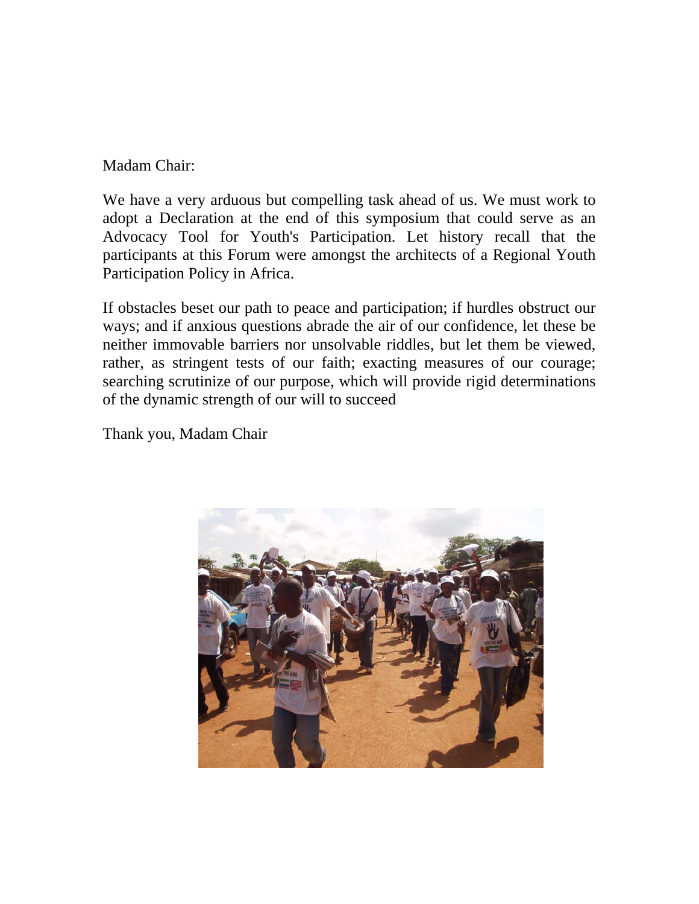Madam Chair:

We have a very arduous but compelling task ahead of us. We must work to adopt a Declaration at the end of this symposium that could serve as an Advocacy Tool for Youth's Participation. Let history recall that the participants at this Forum were amongst the architects of a Regional Youth Participation Policy in Africa.

If obstacles beset our path to peace and participation; if hurdles obstruct our ways; and if anxious questions abrade the air of our confidence, let these be neither immovable barriers nor unsolvable riddles, but let them be viewed, rather, as stringent tests of our faith; exacting measures of our courage; searching scrutinize of our purpose, which will provide rigid determinations of the dynamic strength of our will to succeed

Thank you, Madam Chair